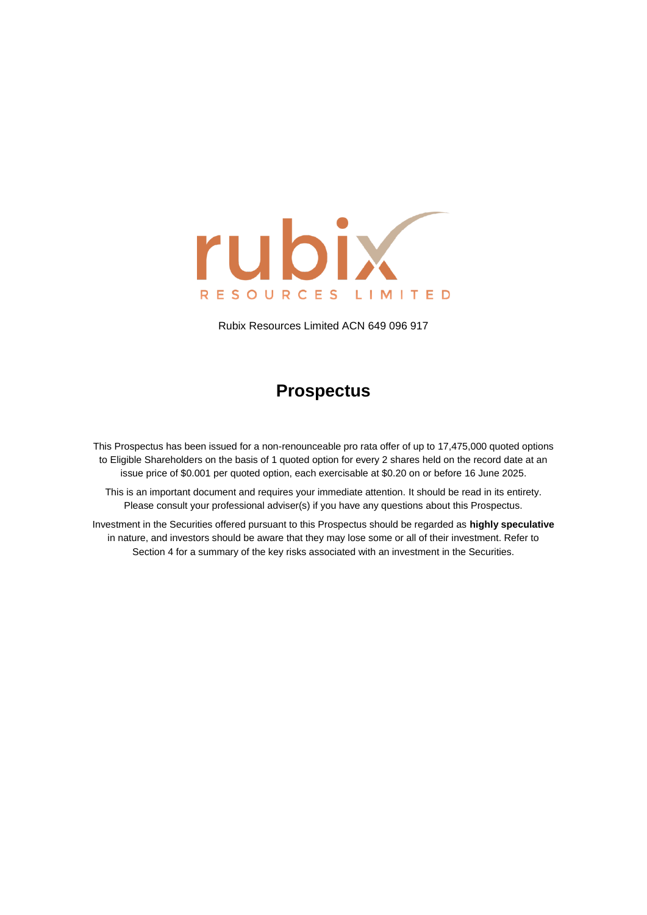rubix

RESOURCES LIMITED

Rubix Resources Limited ACN 649 096 917

# Prospectus

This Prospectus has been issued for a non-renounceable pro rata offer of up to 17,475,000 quoted options to Eligible Shareholders on the basis of 1 quoted option for every 2 shares held on the record date at an issue price of $0.001 per quoted option, each exercisable at $0.20 on or before 16 June 2025.

This is an important document and requires your immediate attention. It should be read in its entirety. Please consult your professional adviser(s) if you have any questions about this Prospectus.

Investment in the Securities offered pursuant to this Prospectus should be regarded as **highly speculative** in nature, and investors should be aware that they may lose some or all of their investment. Refer to Section 4 for a summary of the key risks associated with an investment in the Securities.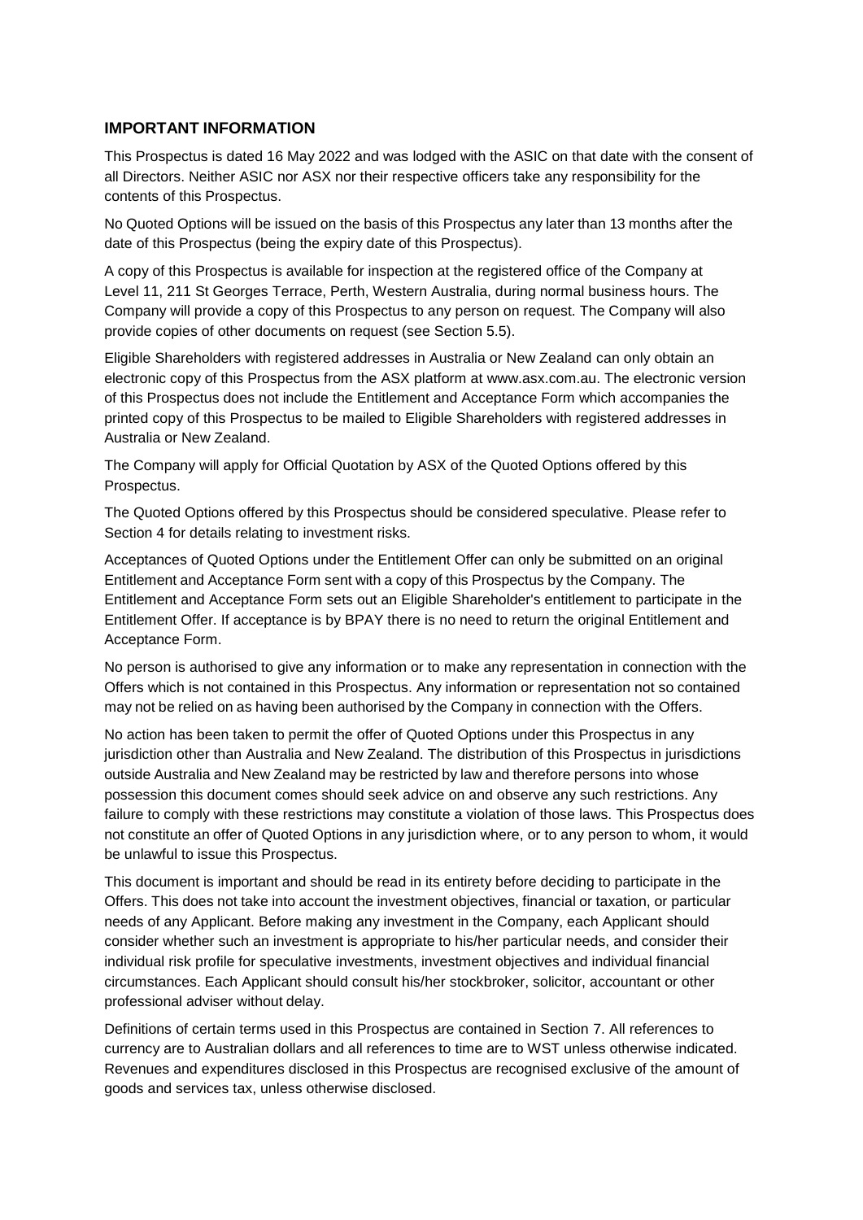## IMPORTANT INFORMATION

This Prospectus is dated 16 May 2022 and was lodged with the ASIC on that date with the consent of all Directors. Neither ASIC nor ASX nor their respective officers take any responsibility for the contents of this Prospectus.

No Quoted Options will be issued on the basis of this Prospectus any later than 13 months after the date of this Prospectus (being the expiry date of this Prospectus).

A copy of this Prospectus is available for inspection at the registered office of the Company at Level 11, 211 St Georges Terrace, Perth, Western Australia, during normal business hours. The Company will provide a copy of this Prospectus to any person on request. The Company will also provide copies of other documents on request (see Section 5.5).

Eligible Shareholders with registered addresses in Australia or New Zealand can only obtain an electronic copy of this Prospectus from the ASX platform at www.asx.com.au. The electronic version of this Prospectus does not include the Entitlement and Acceptance Form which accompanies the printed copy of this Prospectus to be mailed to Eligible Shareholders with registered addresses in Australia or New Zealand.

The Company will apply for Official Quotation by ASX of the Quoted Options offered by this Prospectus.

The Quoted Options offered by this Prospectus should be considered speculative. Please refer to Section 4 for details relating to investment risks.

Acceptances of Quoted Options under the Entitlement Offer can only be submitted on an original Entitlement and Acceptance Form sent with a copy of this Prospectus by the Company. The Entitlement and Acceptance Form sets out an Eligible Shareholder's entitlement to participate in the Entitlement Offer. If acceptance is by BPAY there is no need to return the original Entitlement and Acceptance Form.

No person is authorised to give any information or to make any representation in connection with the Offers which is not contained in this Prospectus. Any information or representation not so contained may not be relied on as having been authorised by the Company in connection with the Offers.

No action has been taken to permit the offer of Quoted Options under this Prospectus in any jurisdiction other than Australia and New Zealand. The distribution of this Prospectus in jurisdictions outside Australia and New Zealand may be restricted by law and therefore persons into whose possession this document comes should seek advice on and observe any such restrictions. Any failure to comply with these restrictions may constitute a violation of those laws. This Prospectus does not constitute an offer of Quoted Options in any jurisdiction where, or to any person to whom, it would be unlawful to issue this Prospectus.

This document is important and should be read in its entirety before deciding to participate in the Offers. This does not take into account the investment objectives, financial or taxation, or particular needs of any Applicant. Before making any investment in the Company, each Applicant should consider whether such an investment is appropriate to his/her particular needs, and consider their individual risk profile for speculative investments, investment objectives and individual financial circumstances. Each Applicant should consult his/her stockbroker, solicitor, accountant or other professional adviser without delay.

Definitions of certain terms used in this Prospectus are contained in Section 7. All references to currency are to Australian dollars and all references to time are to WST unless otherwise indicated. Revenues and expenditures disclosed in this Prospectus are recognised exclusive of the amount of goods and services tax, unless otherwise disclosed.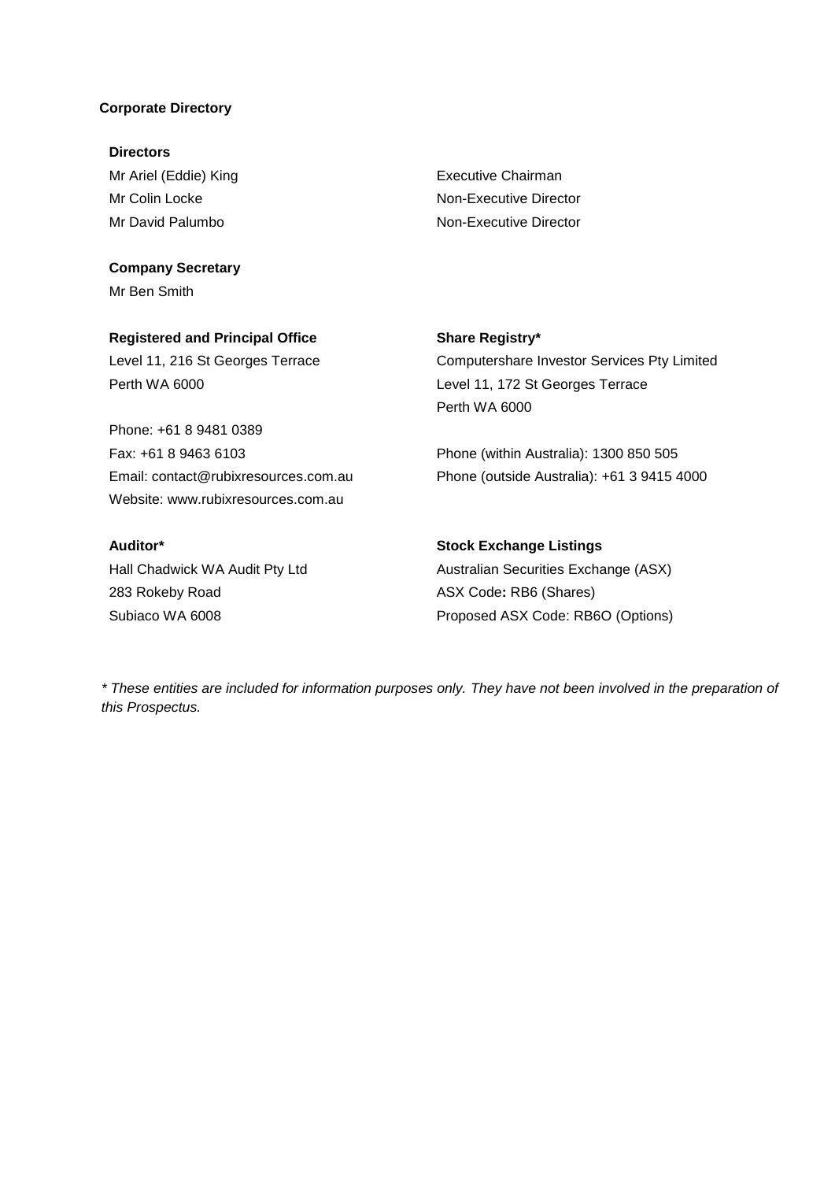## Corporate Directory

**Directors**

Mr Ariel (Eddie) King — Executive Chairman
Mr Colin Locke — Non-Executive Director
Mr David Palumbo — Non-Executive Director

**Company Secretary**

Mr Ben Smith

**Registered and Principal Office**

Level 11, 216 St Georges Terrace
Perth WA 6000

Phone: +61 8 9481 0389
Fax: +61 8 9463 6103
Email: contact@rubixresources.com.au
Website: www.rubixresources.com.au

**Share Registry***

Computershare Investor Services Pty Limited
Level 11, 172 St Georges Terrace
Perth WA 6000

Phone (within Australia): 1300 850 505
Phone (outside Australia): +61 3 9415 4000

**Auditor***

Hall Chadwick WA Audit Pty Ltd
283 Rokeby Road
Subiaco WA 6008

**Stock Exchange Listings**

Australian Securities Exchange (ASX)
ASX Code**:** RB6 (Shares)
Proposed ASX Code: RB6O (Options)

*\* These entities are included for information purposes only. They have not been involved in the preparation of this Prospectus.*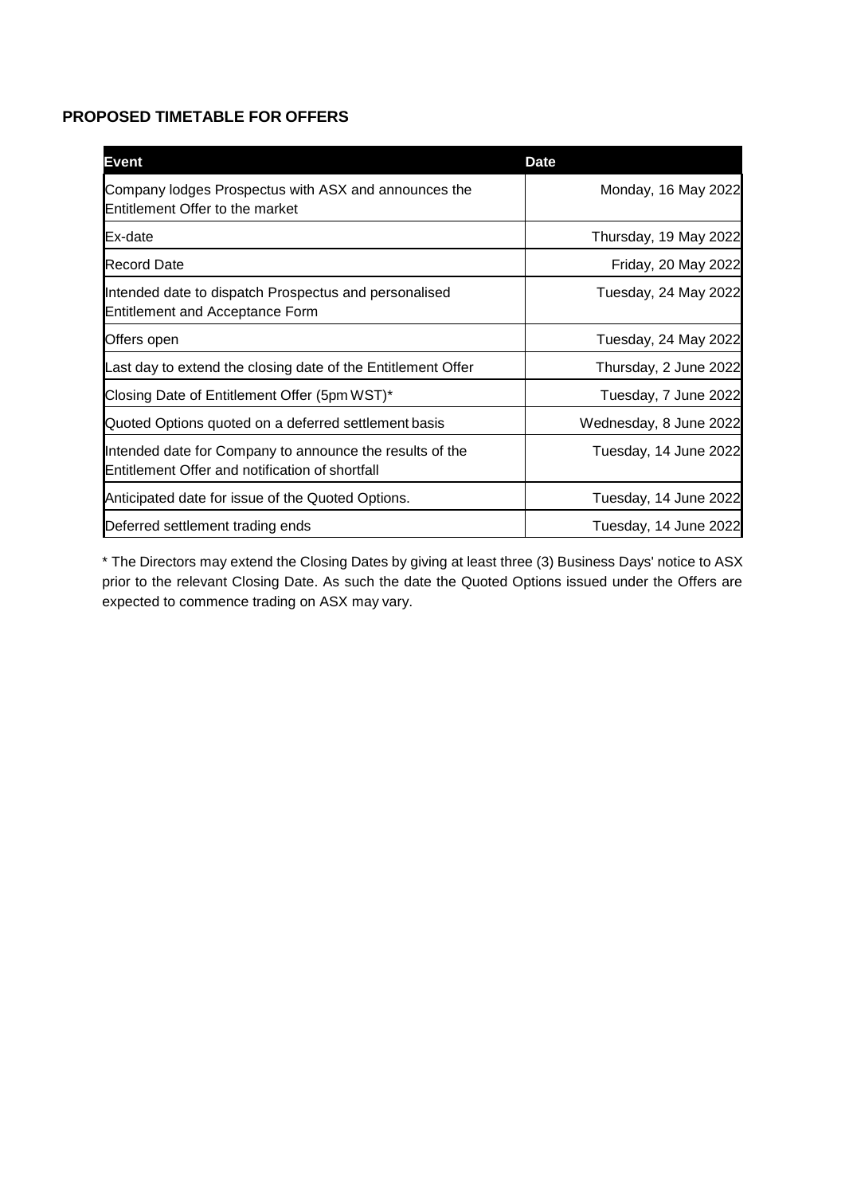## PROPOSED TIMETABLE FOR OFFERS

| Event | Date |
| --- | --- |
| Company lodges Prospectus with ASX and announces the Entitlement Offer to the market | Monday, 16 May 2022 |
| Ex-date | Thursday, 19 May 2022 |
| Record Date | Friday, 20 May 2022 |
| Intended date to dispatch Prospectus and personalised Entitlement and Acceptance Form | Tuesday, 24 May 2022 |
| Offers open | Tuesday, 24 May 2022 |
| Last day to extend the closing date of the Entitlement Offer | Thursday, 2 June 2022 |
| Closing Date of Entitlement Offer (5pm WST)* | Tuesday, 7 June 2022 |
| Quoted Options quoted on a deferred settlement basis | Wednesday, 8 June 2022 |
| Intended date for Company to announce the results of the Entitlement Offer and notification of shortfall | Tuesday, 14 June 2022 |
| Anticipated date for issue of the Quoted Options. | Tuesday, 14 June 2022 |
| Deferred settlement trading ends | Tuesday, 14 June 2022 |

* The Directors may extend the Closing Dates by giving at least three (3) Business Days' notice to ASX prior to the relevant Closing Date. As such the date the Quoted Options issued under the Offers are expected to commence trading on ASX may vary.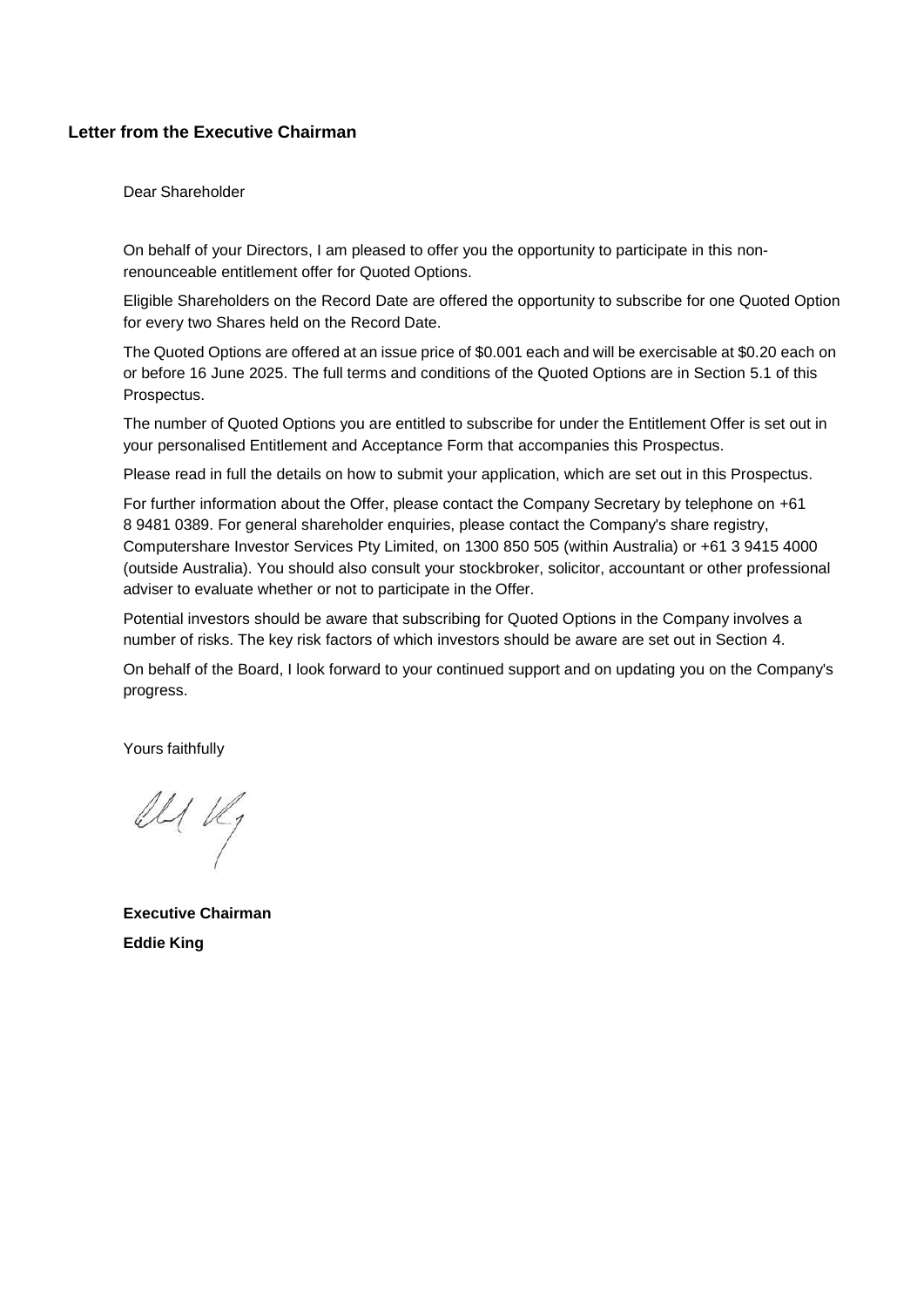## Letter from the Executive Chairman

Dear Shareholder

On behalf of your Directors, I am pleased to offer you the opportunity to participate in this non-renounceable entitlement offer for Quoted Options.

Eligible Shareholders on the Record Date are offered the opportunity to subscribe for one Quoted Option for every two Shares held on the Record Date.

The Quoted Options are offered at an issue price of $0.001 each and will be exercisable at $0.20 each on or before 16 June 2025. The full terms and conditions of the Quoted Options are in Section 5.1 of this Prospectus.

The number of Quoted Options you are entitled to subscribe for under the Entitlement Offer is set out in your personalised Entitlement and Acceptance Form that accompanies this Prospectus.

Please read in full the details on how to submit your application, which are set out in this Prospectus.

For further information about the Offer, please contact the Company Secretary by telephone on +61 8 9481 0389. For general shareholder enquiries, please contact the Company's share registry, Computershare Investor Services Pty Limited, on 1300 850 505 (within Australia) or +61 3 9415 4000 (outside Australia). You should also consult your stockbroker, solicitor, accountant or other professional adviser to evaluate whether or not to participate in the Offer.

Potential investors should be aware that subscribing for Quoted Options in the Company involves a number of risks. The key risk factors of which investors should be aware are set out in Section 4.

On behalf of the Board, I look forward to your continued support and on updating you on the Company's progress.

Yours faithfully

**Executive Chairman**

**Eddie King**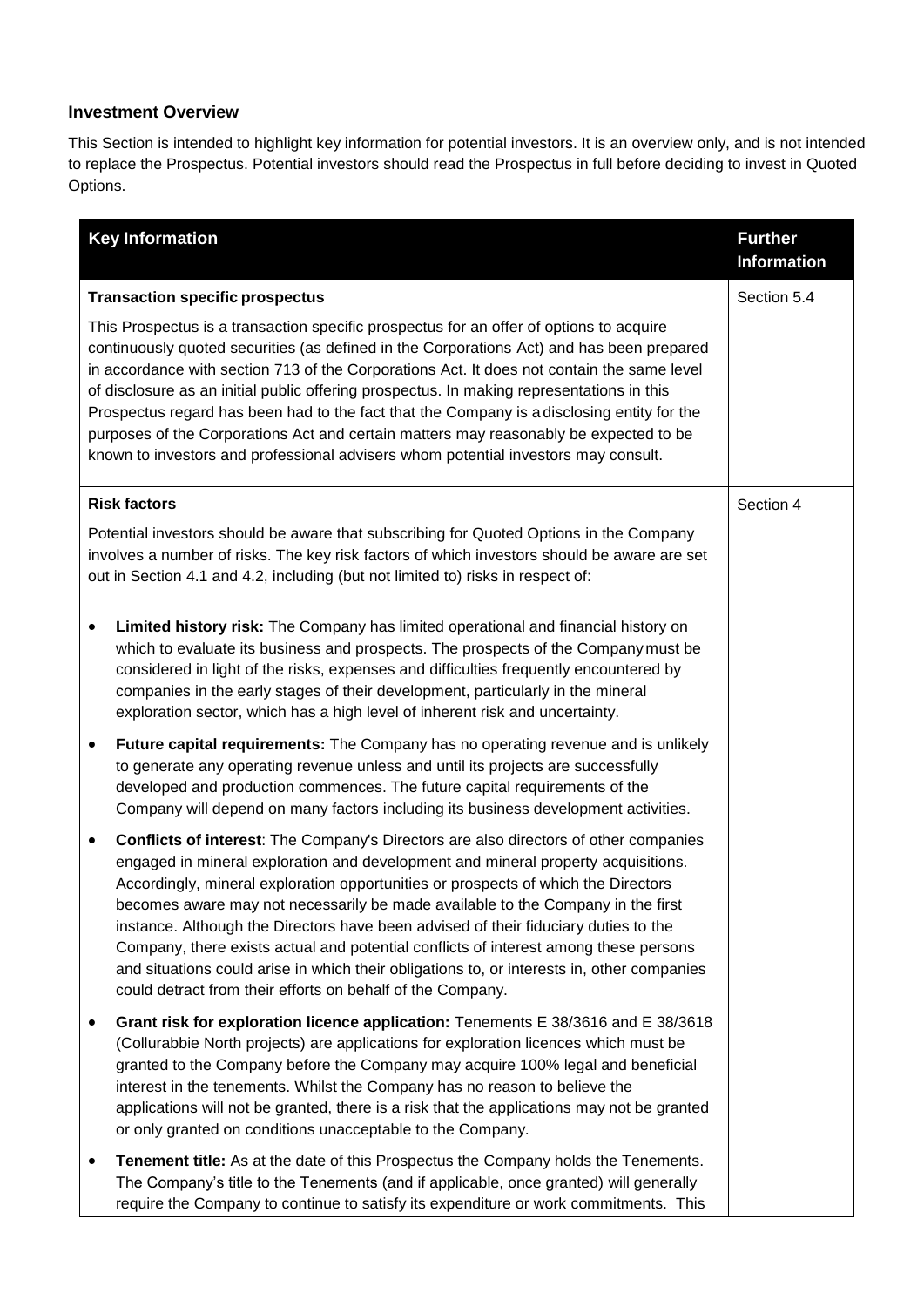## Investment Overview

This Section is intended to highlight key information for potential investors. It is an overview only, and is not intended to replace the Prospectus. Potential investors should read the Prospectus in full before deciding to invest in Quoted Options.

| Key Information | Further Information |
|---|---|
| **Transaction specific prospectus**<br><br>This Prospectus is a transaction specific prospectus for an offer of options to acquire continuously quoted securities (as defined in the Corporations Act) and has been prepared in accordance with section 713 of the Corporations Act. It does not contain the same level of disclosure as an initial public offering prospectus. In making representations in this Prospectus regard has been had to the fact that the Company is a disclosing entity for the purposes of the Corporations Act and certain matters may reasonably be expected to be known to investors and professional advisers whom potential investors may consult. | Section 5.4 |
| **Risk factors**<br><br>Potential investors should be aware that subscribing for Quoted Options in the Company involves a number of risks. The key risk factors of which investors should be aware are set out in Section 4.1 and 4.2, including (but not limited to) risks in respect of:<br><br>• **Limited history risk:** The Company has limited operational and financial history on which to evaluate its business and prospects. The prospects of the Company must be considered in light of the risks, expenses and difficulties frequently encountered by companies in the early stages of their development, particularly in the mineral exploration sector, which has a high level of inherent risk and uncertainty.<br><br>• **Future capital requirements:** The Company has no operating revenue and is unlikely to generate any operating revenue unless and until its projects are successfully developed and production commences. The future capital requirements of the Company will depend on many factors including its business development activities.<br><br>• **Conflicts of interest**: The Company's Directors are also directors of other companies engaged in mineral exploration and development and mineral property acquisitions. Accordingly, mineral exploration opportunities or prospects of which the Directors becomes aware may not necessarily be made available to the Company in the first instance. Although the Directors have been advised of their fiduciary duties to the Company, there exists actual and potential conflicts of interest among these persons and situations could arise in which their obligations to, or interests in, other companies could detract from their efforts on behalf of the Company.<br><br>• **Grant risk for exploration licence application:** Tenements E 38/3616 and E 38/3618 (Collurabbie North projects) are applications for exploration licences which must be granted to the Company before the Company may acquire 100% legal and beneficial interest in the tenements. Whilst the Company has no reason to believe the applications will not be granted, there is a risk that the applications may not be granted or only granted on conditions unacceptable to the Company.<br><br>• **Tenement title:** As at the date of this Prospectus the Company holds the Tenements. The Company's title to the Tenements (and if applicable, once granted) will generally require the Company to continue to satisfy its expenditure or work commitments. This | Section 4 |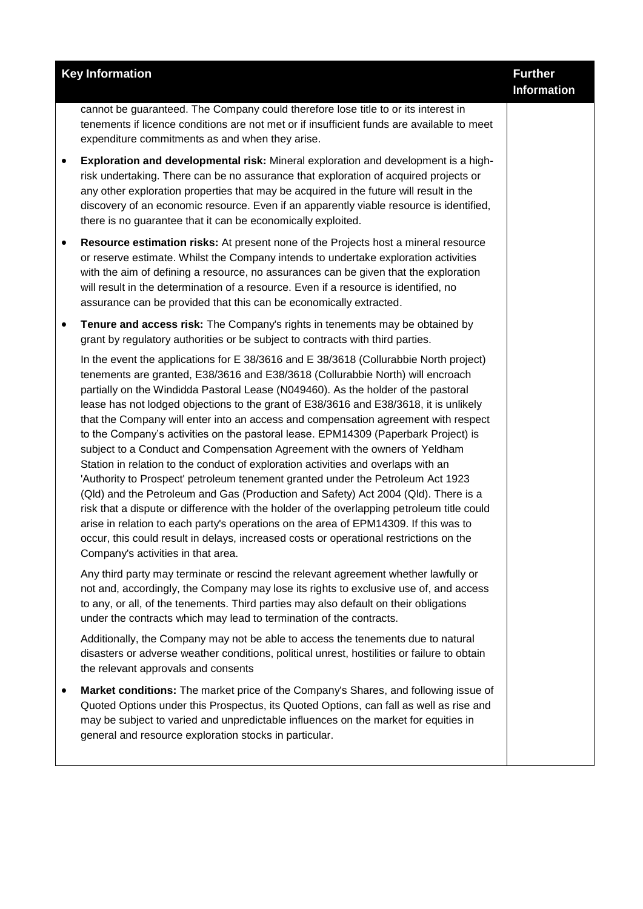| Key Information | Further Information |
|---|---|
| cannot be guaranteed. The Company could therefore lose title to or its interest in tenements if licence conditions are not met or if insufficient funds are available to meet expenditure commitments as and when they arise.<br><br>• **Exploration and developmental risk:** Mineral exploration and development is a high-risk undertaking. There can be no assurance that exploration of acquired projects or any other exploration properties that may be acquired in the future will result in the discovery of an economic resource. Even if an apparently viable resource is identified, there is no guarantee that it can be economically exploited.<br><br>• **Resource estimation risks:** At present none of the Projects host a mineral resource or reserve estimate. Whilst the Company intends to undertake exploration activities with the aim of defining a resource, no assurances can be given that the exploration will result in the determination of a resource. Even if a resource is identified, no assurance can be provided that this can be economically extracted.<br><br>• **Tenure and access risk:** The Company's rights in tenements may be obtained by grant by regulatory authorities or be subject to contracts with third parties.<br><br>In the event the applications for E 38/3616 and E 38/3618 (Collurabbie North project) tenements are granted, E38/3616 and E38/3618 (Collurabbie North) will encroach partially on the Windidda Pastoral Lease (N049460). As the holder of the pastoral lease has not lodged objections to the grant of E38/3616 and E38/3618, it is unlikely that the Company will enter into an access and compensation agreement with respect to the Company's activities on the pastoral lease. EPM14309 (Paperbark Project) is subject to a Conduct and Compensation Agreement with the owners of Yeldham Station in relation to the conduct of exploration activities and overlaps with an 'Authority to Prospect' petroleum tenement granted under the Petroleum Act 1923 (Qld) and the Petroleum and Gas (Production and Safety) Act 2004 (Qld). There is a risk that a dispute or difference with the holder of the overlapping petroleum title could arise in relation to each party's operations on the area of EPM14309. If this was to occur, this could result in delays, increased costs or operational restrictions on the Company's activities in that area.<br><br>Any third party may terminate or rescind the relevant agreement whether lawfully or not and, accordingly, the Company may lose its rights to exclusive use of, and access to any, or all, of the tenements. Third parties may also default on their obligations under the contracts which may lead to termination of the contracts.<br><br>Additionally, the Company may not be able to access the tenements due to natural disasters or adverse weather conditions, political unrest, hostilities or failure to obtain the relevant approvals and consents<br><br>• **Market conditions:** The market price of the Company's Shares, and following issue of Quoted Options under this Prospectus, its Quoted Options, can fall as well as rise and may be subject to varied and unpredictable influences on the market for equities in general and resource exploration stocks in particular. | |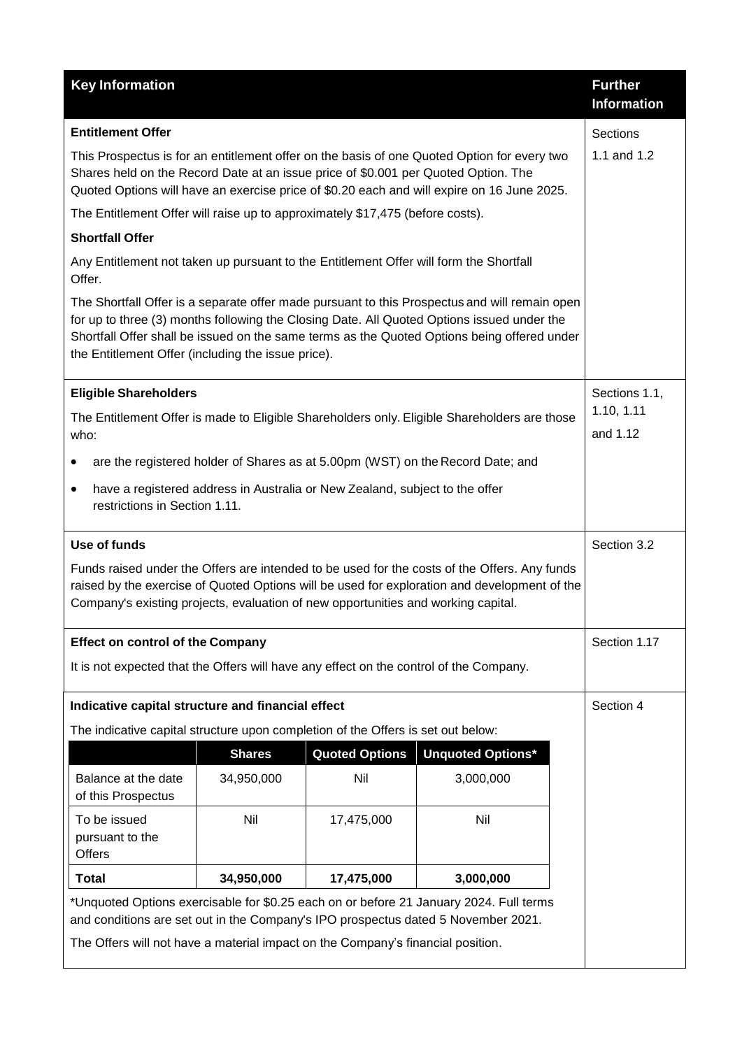| Key Information | Further Information |
|---|---|
| **Entitlement Offer**<br>This Prospectus is for an entitlement offer on the basis of one Quoted Option for every two Shares held on the Record Date at an issue price of $0.001 per Quoted Option. The Quoted Options will have an exercise price of $0.20 each and will expire on 16 June 2025.<br>The Entitlement Offer will raise up to approximately $17,475 (before costs).<br>**Shortfall Offer**<br>Any Entitlement not taken up pursuant to the Entitlement Offer will form the Shortfall Offer.<br>The Shortfall Offer is a separate offer made pursuant to this Prospectus and will remain open for up to three (3) months following the Closing Date. All Quoted Options issued under the Shortfall Offer shall be issued on the same terms as the Quoted Options being offered under the Entitlement Offer (including the issue price). | Sections 1.1 and 1.2 |
| **Eligible Shareholders**<br>The Entitlement Offer is made to Eligible Shareholders only. Eligible Shareholders are those who:<br>• are the registered holder of Shares as at 5.00pm (WST) on the Record Date; and<br>• have a registered address in Australia or New Zealand, subject to the offer restrictions in Section 1.11. | Sections 1.1, 1.10, 1.11 and 1.12 |
| **Use of funds**<br>Funds raised under the Offers are intended to be used for the costs of the Offers. Any funds raised by the exercise of Quoted Options will be used for exploration and development of the Company's existing projects, evaluation of new opportunities and working capital. | Section 3.2 |
| **Effect on control of the Company**<br>It is not expected that the Offers will have any effect on the control of the Company. | Section 1.17 |
| **Indicative capital structure and financial effect**<br>The indicative capital structure upon completion of the Offers is set out below: | Section 4 |

| | Shares | Quoted Options | Unquoted Options* |
|---|---|---|---|
| Balance at the date of this Prospectus | 34,950,000 | Nil | 3,000,000 |
| To be issued pursuant to the Offers | Nil | 17,475,000 | Nil |
| **Total** | **34,950,000** | **17,475,000** | **3,000,000** |

*Unquoted Options exercisable for $0.25 each on or before 21 January 2024. Full terms and conditions are set out in the Company's IPO prospectus dated 5 November 2021.

The Offers will not have a material impact on the Company's financial position.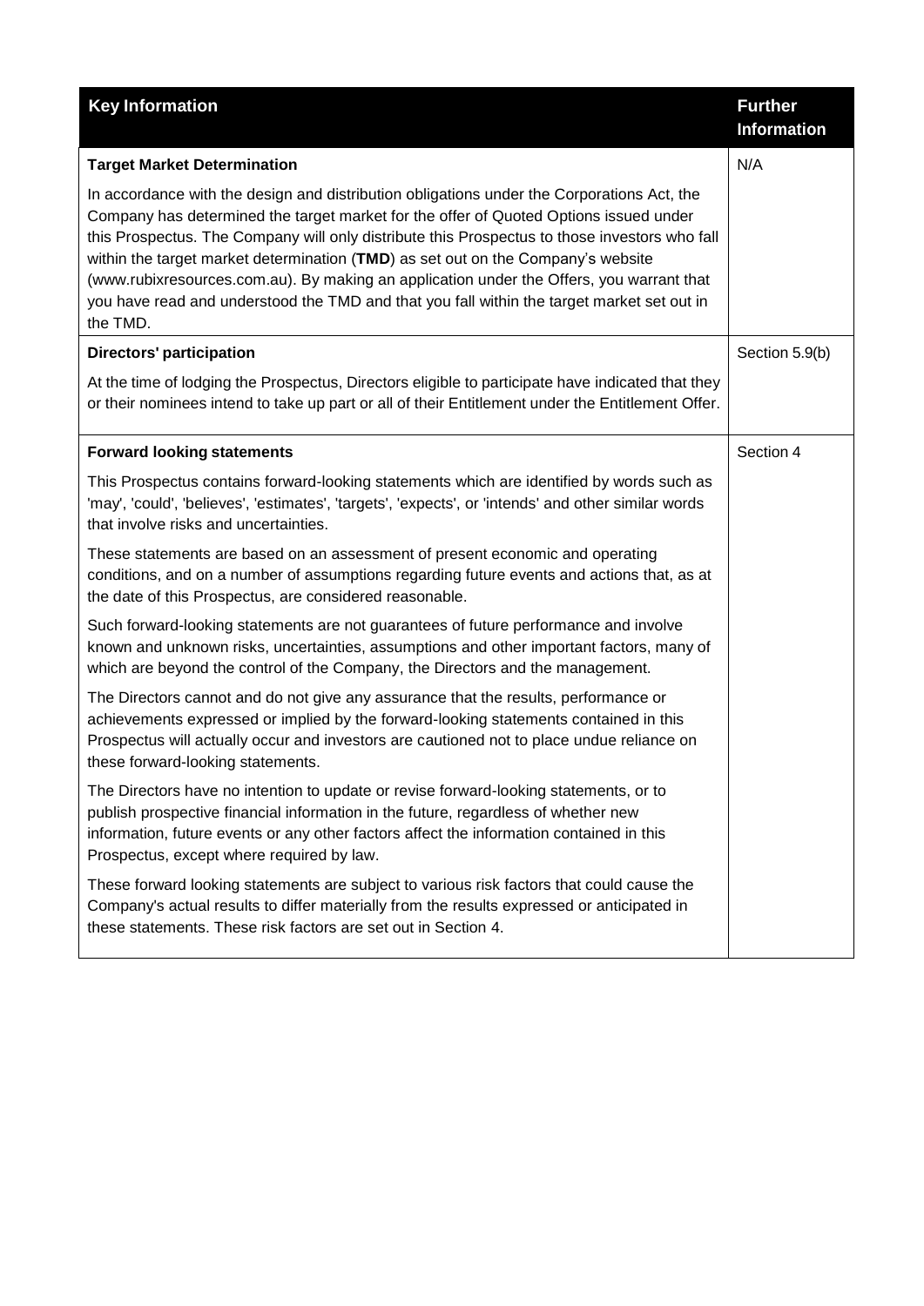| Key Information | Further Information |
|---|---|
| **Target Market Determination**<br><br>In accordance with the design and distribution obligations under the Corporations Act, the Company has determined the target market for the offer of Quoted Options issued under this Prospectus. The Company will only distribute this Prospectus to those investors who fall within the target market determination (**TMD**) as set out on the Company's website (www.rubixresources.com.au). By making an application under the Offers, you warrant that you have read and understood the TMD and that you fall within the target market set out in the TMD. | N/A |
| **Directors' participation**<br><br>At the time of lodging the Prospectus, Directors eligible to participate have indicated that they or their nominees intend to take up part or all of their Entitlement under the Entitlement Offer. | Section 5.9(b) |
| **Forward looking statements**<br><br>This Prospectus contains forward-looking statements which are identified by words such as 'may', 'could', 'believes', 'estimates', 'targets', 'expects', or 'intends' and other similar words that involve risks and uncertainties.<br><br>These statements are based on an assessment of present economic and operating conditions, and on a number of assumptions regarding future events and actions that, as at the date of this Prospectus, are considered reasonable.<br><br>Such forward-looking statements are not guarantees of future performance and involve known and unknown risks, uncertainties, assumptions and other important factors, many of which are beyond the control of the Company, the Directors and the management.<br><br>The Directors cannot and do not give any assurance that the results, performance or achievements expressed or implied by the forward-looking statements contained in this Prospectus will actually occur and investors are cautioned not to place undue reliance on these forward-looking statements.<br><br>The Directors have no intention to update or revise forward-looking statements, or to publish prospective financial information in the future, regardless of whether new information, future events or any other factors affect the information contained in this Prospectus, except where required by law.<br><br>These forward looking statements are subject to various risk factors that could cause the Company's actual results to differ materially from the results expressed or anticipated in these statements. These risk factors are set out in Section 4. | Section 4 |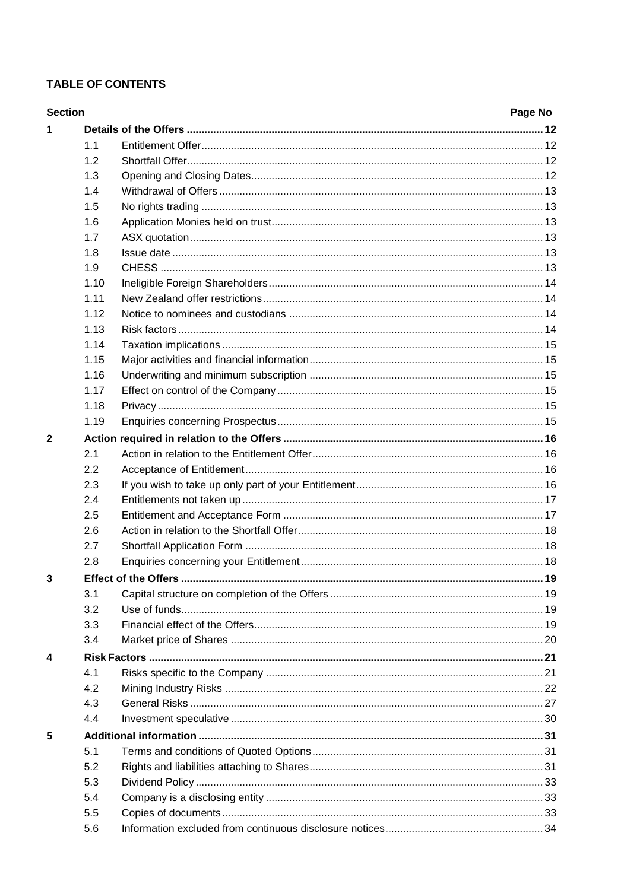## TABLE OF CONTENTS

| Section | | | Page No |
|---|---|---|---|
| **1** | | **Details of the Offers** | **12** |
| | 1.1 | Entitlement Offer | 12 |
| | 1.2 | Shortfall Offer | 12 |
| | 1.3 | Opening and Closing Dates | 12 |
| | 1.4 | Withdrawal of Offers | 13 |
| | 1.5 | No rights trading | 13 |
| | 1.6 | Application Monies held on trust | 13 |
| | 1.7 | ASX quotation | 13 |
| | 1.8 | Issue date | 13 |
| | 1.9 | CHESS | 13 |
| | 1.10 | Ineligible Foreign Shareholders | 14 |
| | 1.11 | New Zealand offer restrictions | 14 |
| | 1.12 | Notice to nominees and custodians | 14 |
| | 1.13 | Risk factors | 14 |
| | 1.14 | Taxation implications | 15 |
| | 1.15 | Major activities and financial information | 15 |
| | 1.16 | Underwriting and minimum subscription | 15 |
| | 1.17 | Effect on control of the Company | 15 |
| | 1.18 | Privacy | 15 |
| | 1.19 | Enquiries concerning Prospectus | 15 |
| **2** | | **Action required in relation to the Offers** | **16** |
| | 2.1 | Action in relation to the Entitlement Offer | 16 |
| | 2.2 | Acceptance of Entitlement | 16 |
| | 2.3 | If you wish to take up only part of your Entitlement | 16 |
| | 2.4 | Entitlements not taken up | 17 |
| | 2.5 | Entitlement and Acceptance Form | 17 |
| | 2.6 | Action in relation to the Shortfall Offer | 18 |
| | 2.7 | Shortfall Application Form | 18 |
| | 2.8 | Enquiries concerning your Entitlement | 18 |
| **3** | | **Effect of the Offers** | **19** |
| | 3.1 | Capital structure on completion of the Offers | 19 |
| | 3.2 | Use of funds | 19 |
| | 3.3 | Financial effect of the Offers | 19 |
| | 3.4 | Market price of Shares | 20 |
| **4** | | **Risk Factors** | **21** |
| | 4.1 | Risks specific to the Company | 21 |
| | 4.2 | Mining Industry Risks | 22 |
| | 4.3 | General Risks | 27 |
| | 4.4 | Investment speculative | 30 |
| **5** | | **Additional information** | **31** |
| | 5.1 | Terms and conditions of Quoted Options | 31 |
| | 5.2 | Rights and liabilities attaching to Shares | 31 |
| | 5.3 | Dividend Policy | 33 |
| | 5.4 | Company is a disclosing entity | 33 |
| | 5.5 | Copies of documents | 33 |
| | 5.6 | Information excluded from continuous disclosure notices | 34 |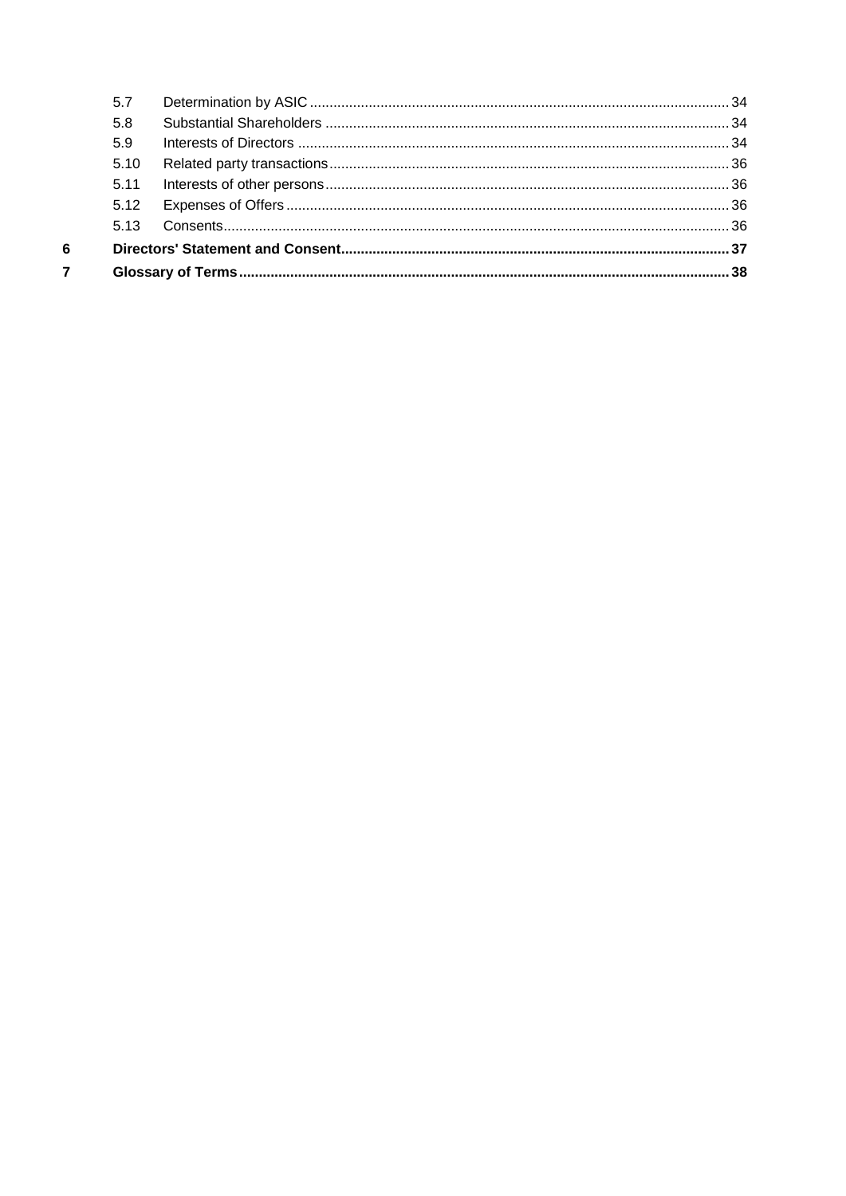| | | |
|---|---|---|
| 5.7 | Determination by ASIC | 34 |
| 5.8 | Substantial Shareholders | 34 |
| 5.9 | Interests of Directors | 34 |
| 5.10 | Related party transactions | 36 |
| 5.11 | Interests of other persons | 36 |
| 5.12 | Expenses of Offers | 36 |
| 5.13 | Consents | 36 |
| **6** | **Directors' Statement and Consent** | **37** |
| **7** | **Glossary of Terms** | **38** |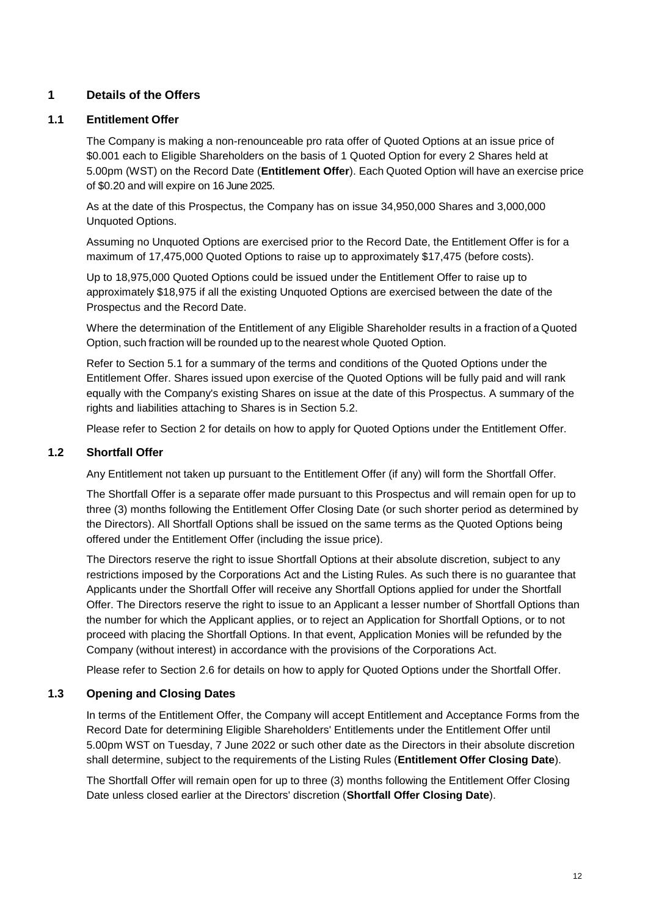# 1 Details of the Offers

## 1.1 Entitlement Offer

The Company is making a non-renounceable pro rata offer of Quoted Options at an issue price of $0.001 each to Eligible Shareholders on the basis of 1 Quoted Option for every 2 Shares held at 5.00pm (WST) on the Record Date (**Entitlement Offer**). Each Quoted Option will have an exercise price of $0.20 and will expire on 16 June 2025.

As at the date of this Prospectus, the Company has on issue 34,950,000 Shares and 3,000,000 Unquoted Options.

Assuming no Unquoted Options are exercised prior to the Record Date, the Entitlement Offer is for a maximum of 17,475,000 Quoted Options to raise up to approximately $17,475 (before costs).

Up to 18,975,000 Quoted Options could be issued under the Entitlement Offer to raise up to approximately $18,975 if all the existing Unquoted Options are exercised between the date of the Prospectus and the Record Date.

Where the determination of the Entitlement of any Eligible Shareholder results in a fraction of a Quoted Option, such fraction will be rounded up to the nearest whole Quoted Option.

Refer to Section 5.1 for a summary of the terms and conditions of the Quoted Options under the Entitlement Offer. Shares issued upon exercise of the Quoted Options will be fully paid and will rank equally with the Company's existing Shares on issue at the date of this Prospectus. A summary of the rights and liabilities attaching to Shares is in Section 5.2.

Please refer to Section 2 for details on how to apply for Quoted Options under the Entitlement Offer.

## 1.2 Shortfall Offer

Any Entitlement not taken up pursuant to the Entitlement Offer (if any) will form the Shortfall Offer.

The Shortfall Offer is a separate offer made pursuant to this Prospectus and will remain open for up to three (3) months following the Entitlement Offer Closing Date (or such shorter period as determined by the Directors). All Shortfall Options shall be issued on the same terms as the Quoted Options being offered under the Entitlement Offer (including the issue price).

The Directors reserve the right to issue Shortfall Options at their absolute discretion, subject to any restrictions imposed by the Corporations Act and the Listing Rules. As such there is no guarantee that Applicants under the Shortfall Offer will receive any Shortfall Options applied for under the Shortfall Offer. The Directors reserve the right to issue to an Applicant a lesser number of Shortfall Options than the number for which the Applicant applies, or to reject an Application for Shortfall Options, or to not proceed with placing the Shortfall Options. In that event, Application Monies will be refunded by the Company (without interest) in accordance with the provisions of the Corporations Act.

Please refer to Section 2.6 for details on how to apply for Quoted Options under the Shortfall Offer.

## 1.3 Opening and Closing Dates

In terms of the Entitlement Offer, the Company will accept Entitlement and Acceptance Forms from the Record Date for determining Eligible Shareholders' Entitlements under the Entitlement Offer until 5.00pm WST on Tuesday, 7 June 2022 or such other date as the Directors in their absolute discretion shall determine, subject to the requirements of the Listing Rules (**Entitlement Offer Closing Date**).

The Shortfall Offer will remain open for up to three (3) months following the Entitlement Offer Closing Date unless closed earlier at the Directors' discretion (**Shortfall Offer Closing Date**).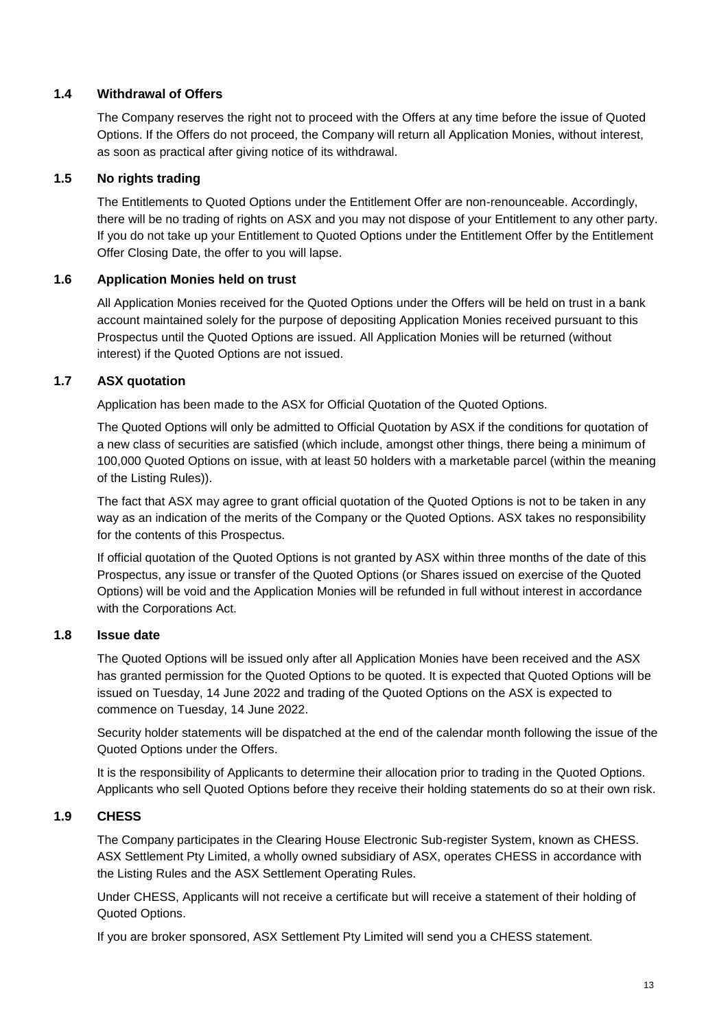### 1.4 Withdrawal of Offers

The Company reserves the right not to proceed with the Offers at any time before the issue of Quoted Options. If the Offers do not proceed, the Company will return all Application Monies, without interest, as soon as practical after giving notice of its withdrawal.

### 1.5 No rights trading

The Entitlements to Quoted Options under the Entitlement Offer are non-renounceable. Accordingly, there will be no trading of rights on ASX and you may not dispose of your Entitlement to any other party. If you do not take up your Entitlement to Quoted Options under the Entitlement Offer by the Entitlement Offer Closing Date, the offer to you will lapse.

### 1.6 Application Monies held on trust

All Application Monies received for the Quoted Options under the Offers will be held on trust in a bank account maintained solely for the purpose of depositing Application Monies received pursuant to this Prospectus until the Quoted Options are issued. All Application Monies will be returned (without interest) if the Quoted Options are not issued.

### 1.7 ASX quotation

Application has been made to the ASX for Official Quotation of the Quoted Options.

The Quoted Options will only be admitted to Official Quotation by ASX if the conditions for quotation of a new class of securities are satisfied (which include, amongst other things, there being a minimum of 100,000 Quoted Options on issue, with at least 50 holders with a marketable parcel (within the meaning of the Listing Rules)).

The fact that ASX may agree to grant official quotation of the Quoted Options is not to be taken in any way as an indication of the merits of the Company or the Quoted Options. ASX takes no responsibility for the contents of this Prospectus.

If official quotation of the Quoted Options is not granted by ASX within three months of the date of this Prospectus, any issue or transfer of the Quoted Options (or Shares issued on exercise of the Quoted Options) will be void and the Application Monies will be refunded in full without interest in accordance with the Corporations Act.

### 1.8 Issue date

The Quoted Options will be issued only after all Application Monies have been received and the ASX has granted permission for the Quoted Options to be quoted. It is expected that Quoted Options will be issued on Tuesday, 14 June 2022 and trading of the Quoted Options on the ASX is expected to commence on Tuesday, 14 June 2022.

Security holder statements will be dispatched at the end of the calendar month following the issue of the Quoted Options under the Offers.

It is the responsibility of Applicants to determine their allocation prior to trading in the Quoted Options. Applicants who sell Quoted Options before they receive their holding statements do so at their own risk.

### 1.9 CHESS

The Company participates in the Clearing House Electronic Sub-register System, known as CHESS. ASX Settlement Pty Limited, a wholly owned subsidiary of ASX, operates CHESS in accordance with the Listing Rules and the ASX Settlement Operating Rules.

Under CHESS, Applicants will not receive a certificate but will receive a statement of their holding of Quoted Options.

If you are broker sponsored, ASX Settlement Pty Limited will send you a CHESS statement.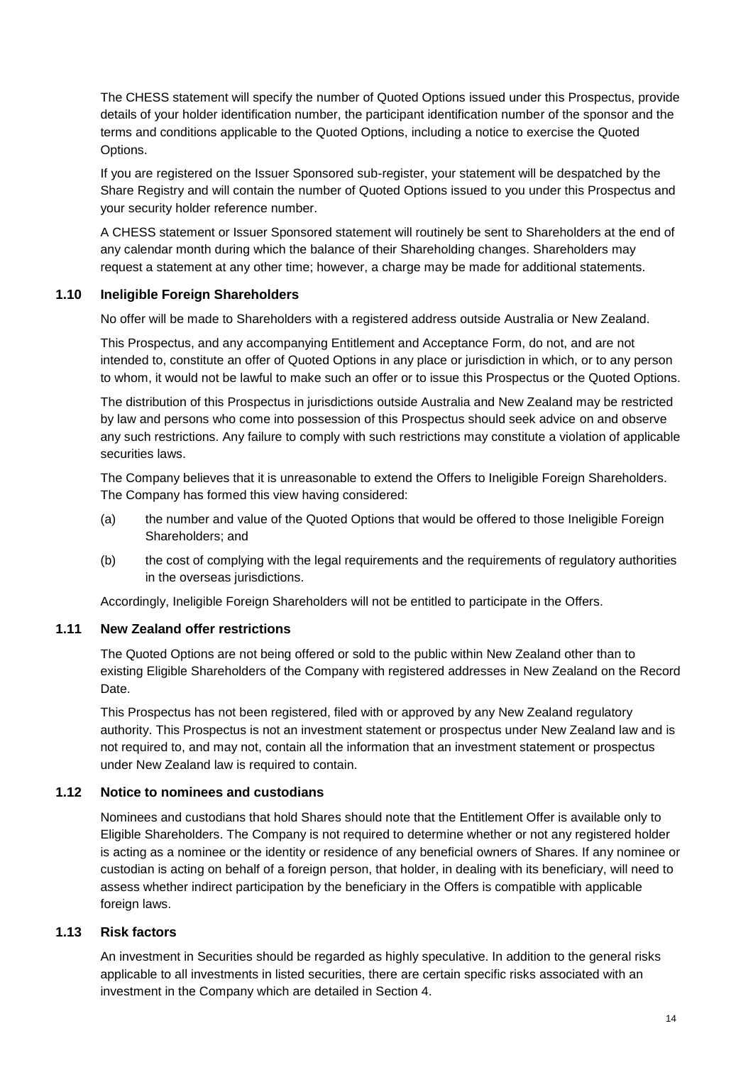The CHESS statement will specify the number of Quoted Options issued under this Prospectus, provide details of your holder identification number, the participant identification number of the sponsor and the terms and conditions applicable to the Quoted Options, including a notice to exercise the Quoted Options.

If you are registered on the Issuer Sponsored sub-register, your statement will be despatched by the Share Registry and will contain the number of Quoted Options issued to you under this Prospectus and your security holder reference number.

A CHESS statement or Issuer Sponsored statement will routinely be sent to Shareholders at the end of any calendar month during which the balance of their Shareholding changes. Shareholders may request a statement at any other time; however, a charge may be made for additional statements.

### 1.10 Ineligible Foreign Shareholders

No offer will be made to Shareholders with a registered address outside Australia or New Zealand.

This Prospectus, and any accompanying Entitlement and Acceptance Form, do not, and are not intended to, constitute an offer of Quoted Options in any place or jurisdiction in which, or to any person to whom, it would not be lawful to make such an offer or to issue this Prospectus or the Quoted Options.

The distribution of this Prospectus in jurisdictions outside Australia and New Zealand may be restricted by law and persons who come into possession of this Prospectus should seek advice on and observe any such restrictions. Any failure to comply with such restrictions may constitute a violation of applicable securities laws.

The Company believes that it is unreasonable to extend the Offers to Ineligible Foreign Shareholders. The Company has formed this view having considered:

(a) the number and value of the Quoted Options that would be offered to those Ineligible Foreign Shareholders; and

(b) the cost of complying with the legal requirements and the requirements of regulatory authorities in the overseas jurisdictions.

Accordingly, Ineligible Foreign Shareholders will not be entitled to participate in the Offers.

### 1.11 New Zealand offer restrictions

The Quoted Options are not being offered or sold to the public within New Zealand other than to existing Eligible Shareholders of the Company with registered addresses in New Zealand on the Record Date.

This Prospectus has not been registered, filed with or approved by any New Zealand regulatory authority. This Prospectus is not an investment statement or prospectus under New Zealand law and is not required to, and may not, contain all the information that an investment statement or prospectus under New Zealand law is required to contain.

### 1.12 Notice to nominees and custodians

Nominees and custodians that hold Shares should note that the Entitlement Offer is available only to Eligible Shareholders. The Company is not required to determine whether or not any registered holder is acting as a nominee or the identity or residence of any beneficial owners of Shares. If any nominee or custodian is acting on behalf of a foreign person, that holder, in dealing with its beneficiary, will need to assess whether indirect participation by the beneficiary in the Offers is compatible with applicable foreign laws.

### 1.13 Risk factors

An investment in Securities should be regarded as highly speculative. In addition to the general risks applicable to all investments in listed securities, there are certain specific risks associated with an investment in the Company which are detailed in Section 4.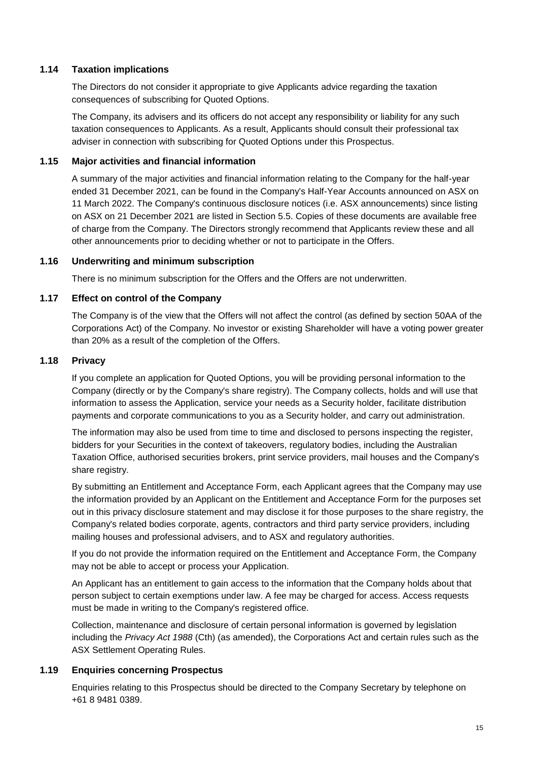### 1.14 Taxation implications

The Directors do not consider it appropriate to give Applicants advice regarding the taxation consequences of subscribing for Quoted Options.

The Company, its advisers and its officers do not accept any responsibility or liability for any such taxation consequences to Applicants. As a result, Applicants should consult their professional tax adviser in connection with subscribing for Quoted Options under this Prospectus.

### 1.15 Major activities and financial information

A summary of the major activities and financial information relating to the Company for the half-year ended 31 December 2021, can be found in the Company's Half-Year Accounts announced on ASX on 11 March 2022. The Company's continuous disclosure notices (i.e. ASX announcements) since listing on ASX on 21 December 2021 are listed in Section 5.5. Copies of these documents are available free of charge from the Company. The Directors strongly recommend that Applicants review these and all other announcements prior to deciding whether or not to participate in the Offers.

### 1.16 Underwriting and minimum subscription

There is no minimum subscription for the Offers and the Offers are not underwritten.

### 1.17 Effect on control of the Company

The Company is of the view that the Offers will not affect the control (as defined by section 50AA of the Corporations Act) of the Company. No investor or existing Shareholder will have a voting power greater than 20% as a result of the completion of the Offers.

### 1.18 Privacy

If you complete an application for Quoted Options, you will be providing personal information to the Company (directly or by the Company's share registry). The Company collects, holds and will use that information to assess the Application, service your needs as a Security holder, facilitate distribution payments and corporate communications to you as a Security holder, and carry out administration.

The information may also be used from time to time and disclosed to persons inspecting the register, bidders for your Securities in the context of takeovers, regulatory bodies, including the Australian Taxation Office, authorised securities brokers, print service providers, mail houses and the Company's share registry.

By submitting an Entitlement and Acceptance Form, each Applicant agrees that the Company may use the information provided by an Applicant on the Entitlement and Acceptance Form for the purposes set out in this privacy disclosure statement and may disclose it for those purposes to the share registry, the Company's related bodies corporate, agents, contractors and third party service providers, including mailing houses and professional advisers, and to ASX and regulatory authorities.

If you do not provide the information required on the Entitlement and Acceptance Form, the Company may not be able to accept or process your Application.

An Applicant has an entitlement to gain access to the information that the Company holds about that person subject to certain exemptions under law. A fee may be charged for access. Access requests must be made in writing to the Company's registered office.

Collection, maintenance and disclosure of certain personal information is governed by legislation including the *Privacy Act 1988* (Cth) (as amended), the Corporations Act and certain rules such as the ASX Settlement Operating Rules.

### 1.19 Enquiries concerning Prospectus

Enquiries relating to this Prospectus should be directed to the Company Secretary by telephone on +61 8 9481 0389.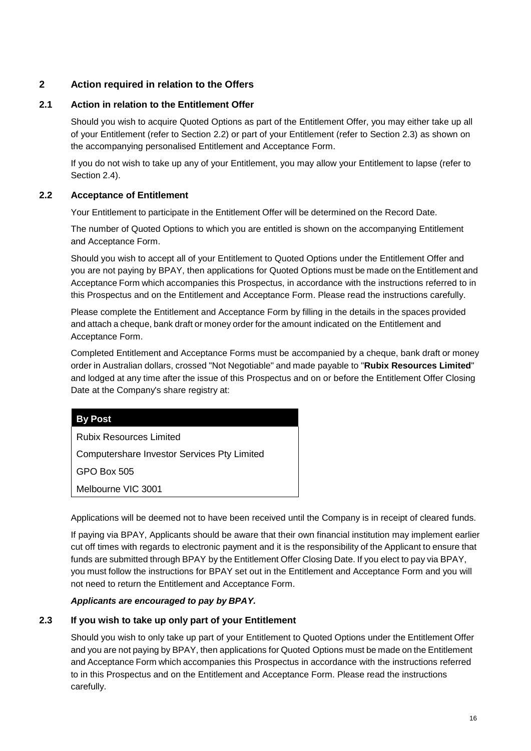## 2 Action required in relation to the Offers

### 2.1 Action in relation to the Entitlement Offer

Should you wish to acquire Quoted Options as part of the Entitlement Offer, you may either take up all of your Entitlement (refer to Section 2.2) or part of your Entitlement (refer to Section 2.3) as shown on the accompanying personalised Entitlement and Acceptance Form.

If you do not wish to take up any of your Entitlement, you may allow your Entitlement to lapse (refer to Section 2.4).

### 2.2 Acceptance of Entitlement

Your Entitlement to participate in the Entitlement Offer will be determined on the Record Date.

The number of Quoted Options to which you are entitled is shown on the accompanying Entitlement and Acceptance Form.

Should you wish to accept all of your Entitlement to Quoted Options under the Entitlement Offer and you are not paying by BPAY, then applications for Quoted Options must be made on the Entitlement and Acceptance Form which accompanies this Prospectus, in accordance with the instructions referred to in this Prospectus and on the Entitlement and Acceptance Form. Please read the instructions carefully.

Please complete the Entitlement and Acceptance Form by filling in the details in the spaces provided and attach a cheque, bank draft or money order for the amount indicated on the Entitlement and Acceptance Form.

Completed Entitlement and Acceptance Forms must be accompanied by a cheque, bank draft or money order in Australian dollars, crossed "Not Negotiable" and made payable to "**Rubix Resources Limited**" and lodged at any time after the issue of this Prospectus and on or before the Entitlement Offer Closing Date at the Company's share registry at:

| By Post |
| --- |
| Rubix Resources Limited |
| Computershare Investor Services Pty Limited |
| GPO Box 505 |
| Melbourne VIC 3001 |

Applications will be deemed not to have been received until the Company is in receipt of cleared funds.

If paying via BPAY, Applicants should be aware that their own financial institution may implement earlier cut off times with regards to electronic payment and it is the responsibility of the Applicant to ensure that funds are submitted through BPAY by the Entitlement Offer Closing Date. If you elect to pay via BPAY, you must follow the instructions for BPAY set out in the Entitlement and Acceptance Form and you will not need to return the Entitlement and Acceptance Form.

***Applicants are encouraged to pay by BPAY.***

### 2.3 If you wish to take up only part of your Entitlement

Should you wish to only take up part of your Entitlement to Quoted Options under the Entitlement Offer and you are not paying by BPAY, then applications for Quoted Options must be made on the Entitlement and Acceptance Form which accompanies this Prospectus in accordance with the instructions referred to in this Prospectus and on the Entitlement and Acceptance Form. Please read the instructions carefully.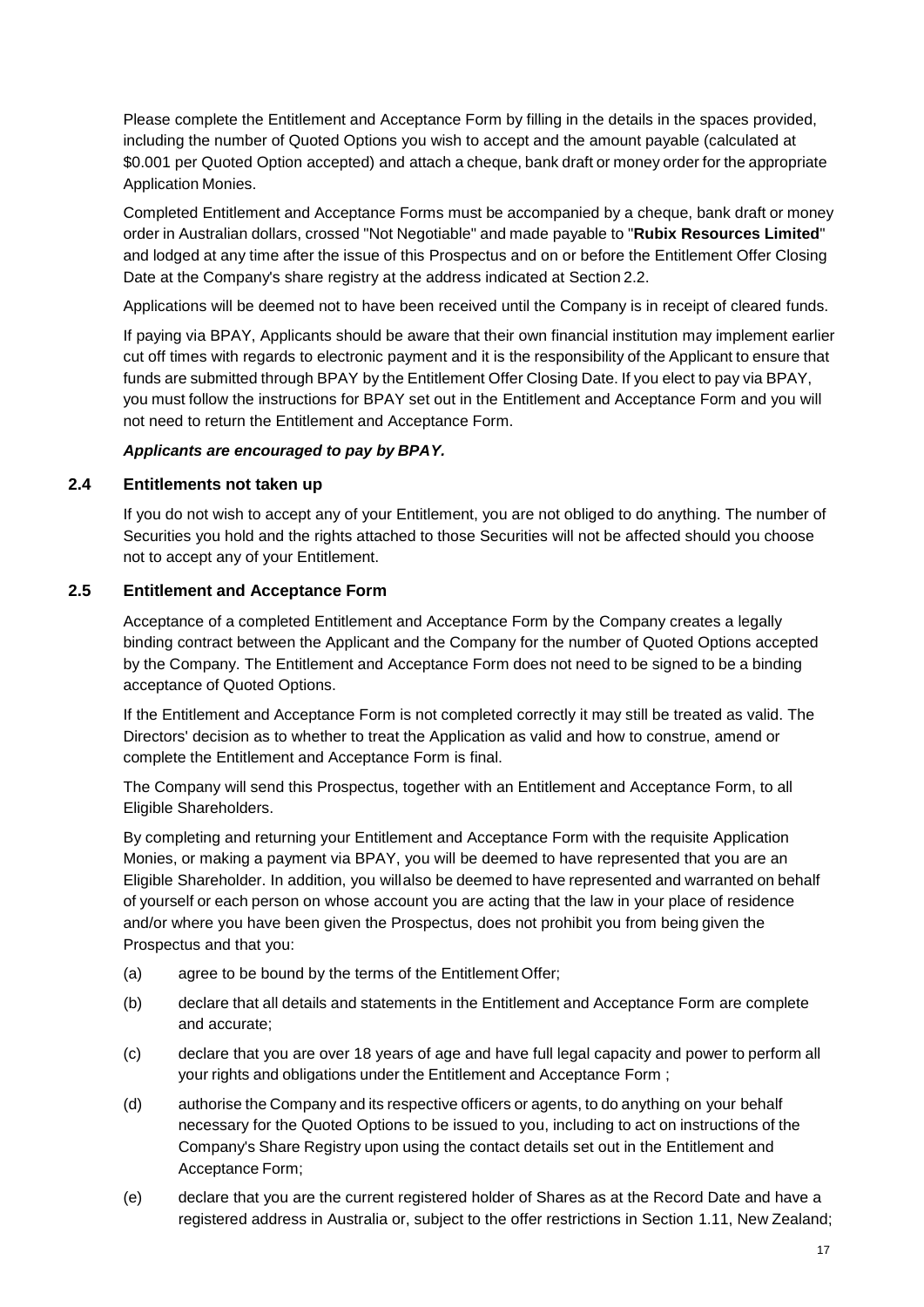Please complete the Entitlement and Acceptance Form by filling in the details in the spaces provided, including the number of Quoted Options you wish to accept and the amount payable (calculated at $0.001 per Quoted Option accepted) and attach a cheque, bank draft or money order for the appropriate Application Monies.

Completed Entitlement and Acceptance Forms must be accompanied by a cheque, bank draft or money order in Australian dollars, crossed "Not Negotiable" and made payable to "**Rubix Resources Limited**" and lodged at any time after the issue of this Prospectus and on or before the Entitlement Offer Closing Date at the Company's share registry at the address indicated at Section 2.2.

Applications will be deemed not to have been received until the Company is in receipt of cleared funds.

If paying via BPAY, Applicants should be aware that their own financial institution may implement earlier cut off times with regards to electronic payment and it is the responsibility of the Applicant to ensure that funds are submitted through BPAY by the Entitlement Offer Closing Date. If you elect to pay via BPAY, you must follow the instructions for BPAY set out in the Entitlement and Acceptance Form and you will not need to return the Entitlement and Acceptance Form.

***Applicants are encouraged to pay by BPAY.***

### 2.4 Entitlements not taken up

If you do not wish to accept any of your Entitlement, you are not obliged to do anything. The number of Securities you hold and the rights attached to those Securities will not be affected should you choose not to accept any of your Entitlement.

### 2.5 Entitlement and Acceptance Form

Acceptance of a completed Entitlement and Acceptance Form by the Company creates a legally binding contract between the Applicant and the Company for the number of Quoted Options accepted by the Company. The Entitlement and Acceptance Form does not need to be signed to be a binding acceptance of Quoted Options.

If the Entitlement and Acceptance Form is not completed correctly it may still be treated as valid. The Directors' decision as to whether to treat the Application as valid and how to construe, amend or complete the Entitlement and Acceptance Form is final.

The Company will send this Prospectus, together with an Entitlement and Acceptance Form, to all Eligible Shareholders.

By completing and returning your Entitlement and Acceptance Form with the requisite Application Monies, or making a payment via BPAY, you will be deemed to have represented that you are an Eligible Shareholder. In addition, you willalso be deemed to have represented and warranted on behalf of yourself or each person on whose account you are acting that the law in your place of residence and/or where you have been given the Prospectus, does not prohibit you from being given the Prospectus and that you:

(a) agree to be bound by the terms of the Entitlement Offer;

(b) declare that all details and statements in the Entitlement and Acceptance Form are complete and accurate;

(c) declare that you are over 18 years of age and have full legal capacity and power to perform all your rights and obligations under the Entitlement and Acceptance Form ;

(d) authorise the Company and its respective officers or agents, to do anything on your behalf necessary for the Quoted Options to be issued to you, including to act on instructions of the Company's Share Registry upon using the contact details set out in the Entitlement and Acceptance Form;

(e) declare that you are the current registered holder of Shares as at the Record Date and have a registered address in Australia or, subject to the offer restrictions in Section 1.11, New Zealand;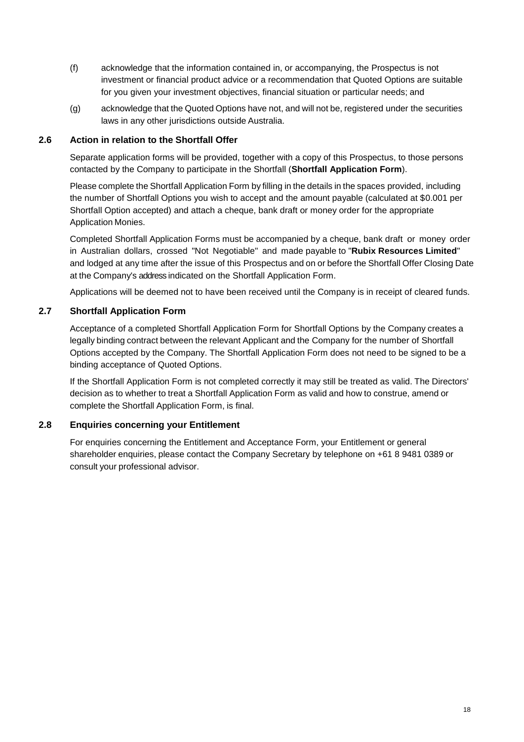(f) acknowledge that the information contained in, or accompanying, the Prospectus is not investment or financial product advice or a recommendation that Quoted Options are suitable for you given your investment objectives, financial situation or particular needs; and

(g) acknowledge that the Quoted Options have not, and will not be, registered under the securities laws in any other jurisdictions outside Australia.

### 2.6 Action in relation to the Shortfall Offer

Separate application forms will be provided, together with a copy of this Prospectus, to those persons contacted by the Company to participate in the Shortfall (**Shortfall Application Form**).

Please complete the Shortfall Application Form by filling in the details in the spaces provided, including the number of Shortfall Options you wish to accept and the amount payable (calculated at $0.001 per Shortfall Option accepted) and attach a cheque, bank draft or money order for the appropriate Application Monies.

Completed Shortfall Application Forms must be accompanied by a cheque, bank draft or money order in Australian dollars, crossed "Not Negotiable" and made payable to "**Rubix Resources Limited**" and lodged at any time after the issue of this Prospectus and on or before the Shortfall Offer Closing Date at the Company's address indicated on the Shortfall Application Form.

Applications will be deemed not to have been received until the Company is in receipt of cleared funds.

### 2.7 Shortfall Application Form

Acceptance of a completed Shortfall Application Form for Shortfall Options by the Company creates a legally binding contract between the relevant Applicant and the Company for the number of Shortfall Options accepted by the Company. The Shortfall Application Form does not need to be signed to be a binding acceptance of Quoted Options.

If the Shortfall Application Form is not completed correctly it may still be treated as valid. The Directors' decision as to whether to treat a Shortfall Application Form as valid and how to construe, amend or complete the Shortfall Application Form, is final.

### 2.8 Enquiries concerning your Entitlement

For enquiries concerning the Entitlement and Acceptance Form, your Entitlement or general shareholder enquiries, please contact the Company Secretary by telephone on +61 8 9481 0389 or consult your professional advisor.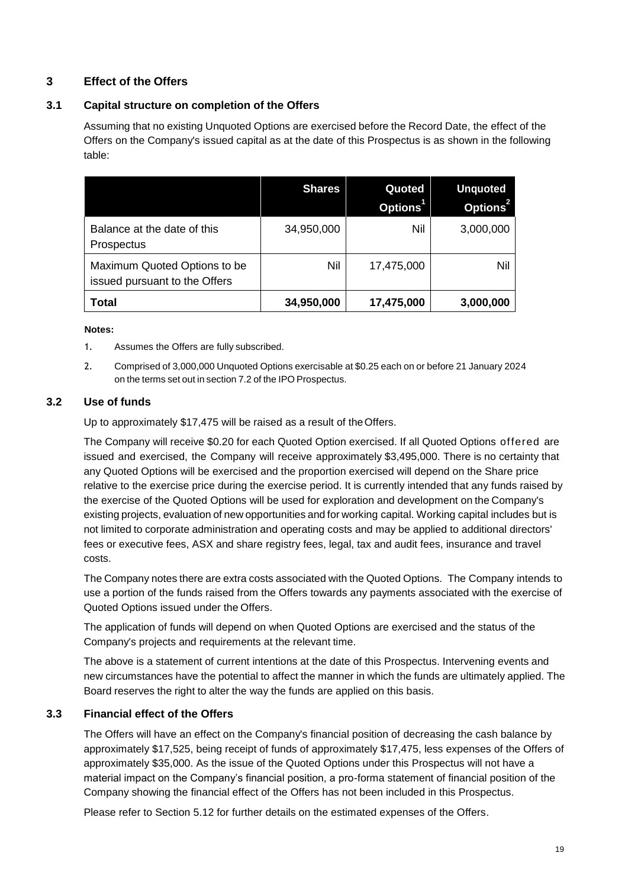## 3 Effect of the Offers

### 3.1 Capital structure on completion of the Offers

Assuming that no existing Unquoted Options are exercised before the Record Date, the effect of the Offers on the Company's issued capital as at the date of this Prospectus is as shown in the following table:

| | Shares | Quoted Options[1] | Unquoted Options[2] |
|---|---|---|---|
| Balance at the date of this Prospectus | 34,950,000 | Nil | 3,000,000 |
| Maximum Quoted Options to be issued pursuant to the Offers | Nil | 17,475,000 | Nil |
| **Total** | **34,950,000** | **17,475,000** | **3,000,000** |

**Notes:**

1. Assumes the Offers are fully subscribed.
2. Comprised of 3,000,000 Unquoted Options exercisable at $0.25 each on or before 21 January 2024 on the terms set out in section 7.2 of the IPO Prospectus.

### 3.2 Use of funds

Up to approximately $17,475 will be raised as a result of the Offers.

The Company will receive $0.20 for each Quoted Option exercised. If all Quoted Options offered are issued and exercised, the Company will receive approximately $3,495,000. There is no certainty that any Quoted Options will be exercised and the proportion exercised will depend on the Share price relative to the exercise price during the exercise period. It is currently intended that any funds raised by the exercise of the Quoted Options will be used for exploration and development on the Company's existing projects, evaluation of new opportunities and for working capital. Working capital includes but is not limited to corporate administration and operating costs and may be applied to additional directors' fees or executive fees, ASX and share registry fees, legal, tax and audit fees, insurance and travel costs.

The Company notes there are extra costs associated with the Quoted Options. The Company intends to use a portion of the funds raised from the Offers towards any payments associated with the exercise of Quoted Options issued under the Offers.

The application of funds will depend on when Quoted Options are exercised and the status of the Company's projects and requirements at the relevant time.

The above is a statement of current intentions at the date of this Prospectus. Intervening events and new circumstances have the potential to affect the manner in which the funds are ultimately applied. The Board reserves the right to alter the way the funds are applied on this basis.

### 3.3 Financial effect of the Offers

The Offers will have an effect on the Company's financial position of decreasing the cash balance by approximately $17,525, being receipt of funds of approximately $17,475, less expenses of the Offers of approximately $35,000. As the issue of the Quoted Options under this Prospectus will not have a material impact on the Company's financial position, a pro-forma statement of financial position of the Company showing the financial effect of the Offers has not been included in this Prospectus.

Please refer to Section 5.12 for further details on the estimated expenses of the Offers.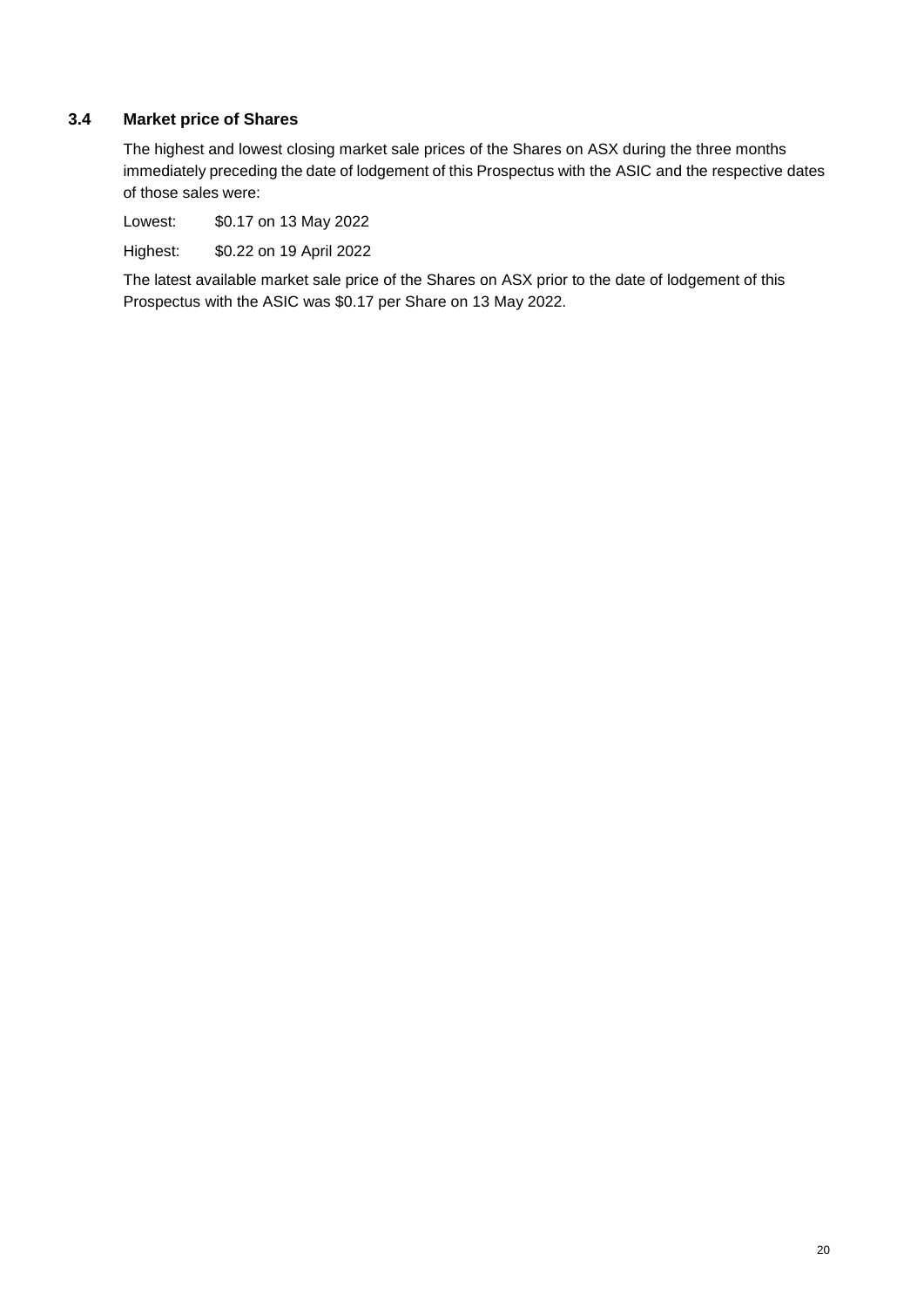### 3.4 Market price of Shares

The highest and lowest closing market sale prices of the Shares on ASX during the three months immediately preceding the date of lodgement of this Prospectus with the ASIC and the respective dates of those sales were:

Lowest: $0.17 on 13 May 2022

Highest: $0.22 on 19 April 2022

The latest available market sale price of the Shares on ASX prior to the date of lodgement of this Prospectus with the ASIC was $0.17 per Share on 13 May 2022.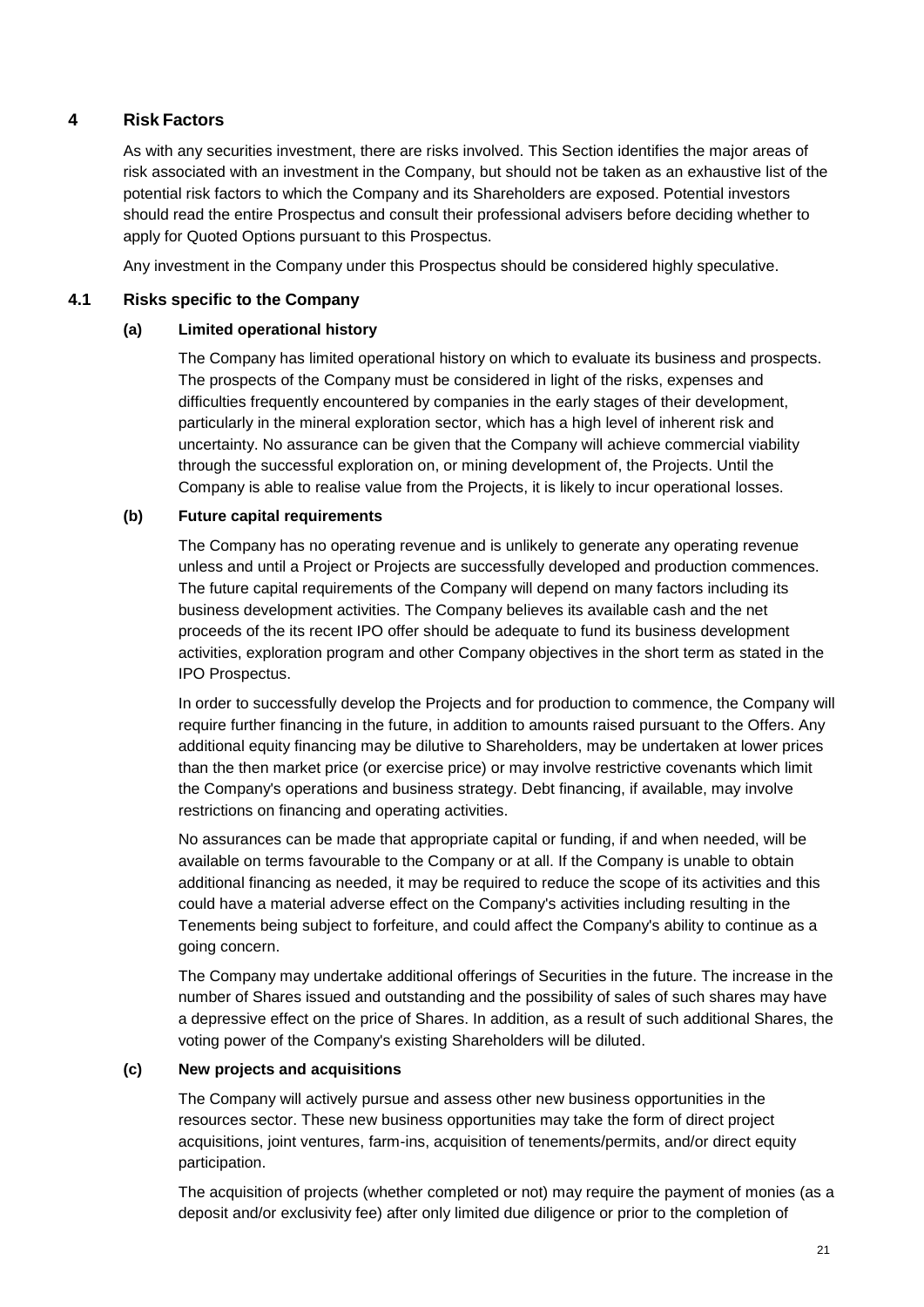# 4 Risk Factors

As with any securities investment, there are risks involved. This Section identifies the major areas of risk associated with an investment in the Company, but should not be taken as an exhaustive list of the potential risk factors to which the Company and its Shareholders are exposed. Potential investors should read the entire Prospectus and consult their professional advisers before deciding whether to apply for Quoted Options pursuant to this Prospectus.

Any investment in the Company under this Prospectus should be considered highly speculative.

## 4.1 Risks specific to the Company

### (a) Limited operational history

The Company has limited operational history on which to evaluate its business and prospects. The prospects of the Company must be considered in light of the risks, expenses and difficulties frequently encountered by companies in the early stages of their development, particularly in the mineral exploration sector, which has a high level of inherent risk and uncertainty. No assurance can be given that the Company will achieve commercial viability through the successful exploration on, or mining development of, the Projects. Until the Company is able to realise value from the Projects, it is likely to incur operational losses.

### (b) Future capital requirements

The Company has no operating revenue and is unlikely to generate any operating revenue unless and until a Project or Projects are successfully developed and production commences. The future capital requirements of the Company will depend on many factors including its business development activities. The Company believes its available cash and the net proceeds of the its recent IPO offer should be adequate to fund its business development activities, exploration program and other Company objectives in the short term as stated in the IPO Prospectus.

In order to successfully develop the Projects and for production to commence, the Company will require further financing in the future, in addition to amounts raised pursuant to the Offers. Any additional equity financing may be dilutive to Shareholders, may be undertaken at lower prices than the then market price (or exercise price) or may involve restrictive covenants which limit the Company's operations and business strategy. Debt financing, if available, may involve restrictions on financing and operating activities.

No assurances can be made that appropriate capital or funding, if and when needed, will be available on terms favourable to the Company or at all. If the Company is unable to obtain additional financing as needed, it may be required to reduce the scope of its activities and this could have a material adverse effect on the Company's activities including resulting in the Tenements being subject to forfeiture, and could affect the Company's ability to continue as a going concern.

The Company may undertake additional offerings of Securities in the future. The increase in the number of Shares issued and outstanding and the possibility of sales of such shares may have a depressive effect on the price of Shares. In addition, as a result of such additional Shares, the voting power of the Company's existing Shareholders will be diluted.

### (c) New projects and acquisitions

The Company will actively pursue and assess other new business opportunities in the resources sector. These new business opportunities may take the form of direct project acquisitions, joint ventures, farm-ins, acquisition of tenements/permits, and/or direct equity participation.

The acquisition of projects (whether completed or not) may require the payment of monies (as a deposit and/or exclusivity fee) after only limited due diligence or prior to the completion of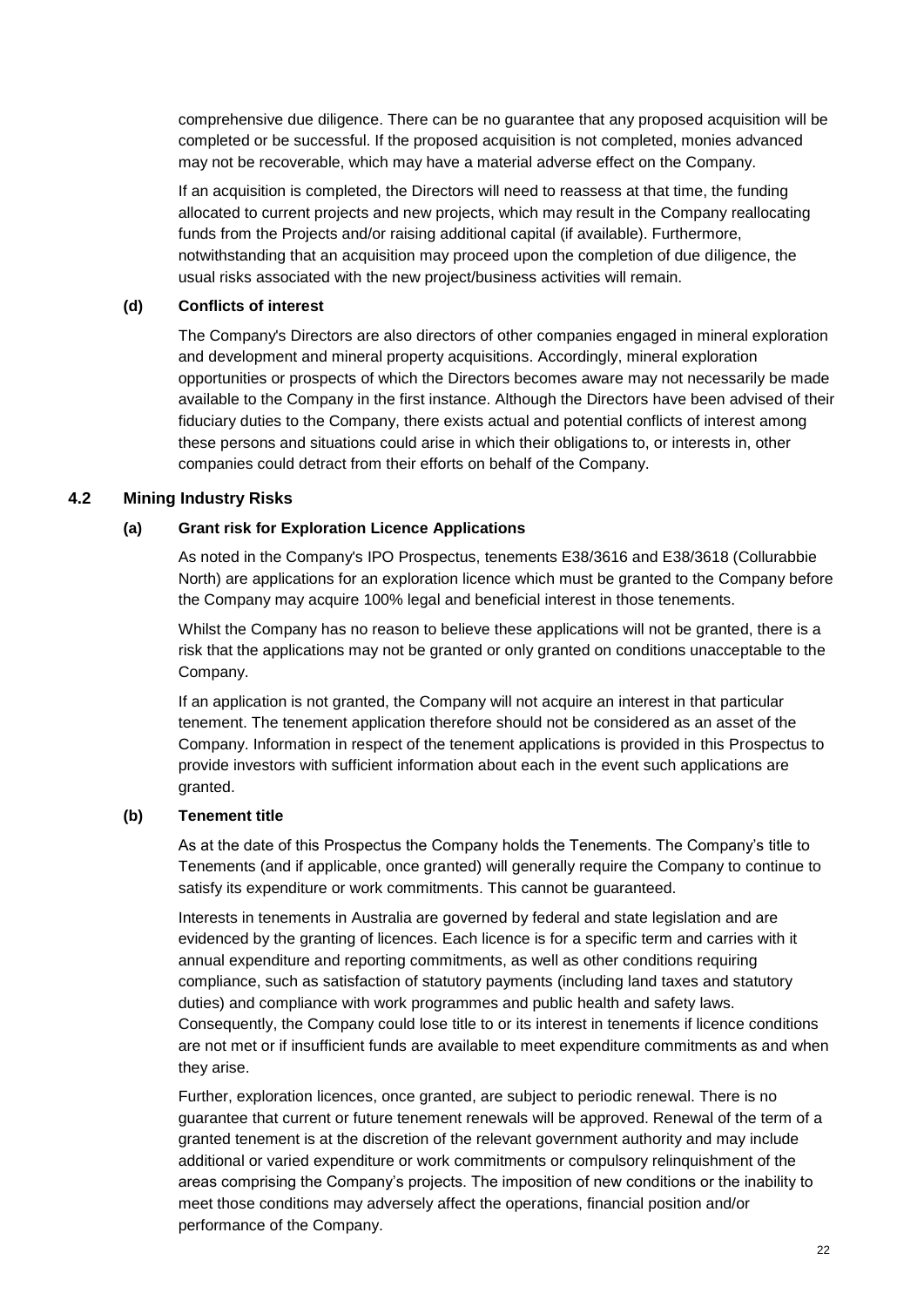comprehensive due diligence. There can be no guarantee that any proposed acquisition will be completed or be successful. If the proposed acquisition is not completed, monies advanced may not be recoverable, which may have a material adverse effect on the Company.

If an acquisition is completed, the Directors will need to reassess at that time, the funding allocated to current projects and new projects, which may result in the Company reallocating funds from the Projects and/or raising additional capital (if available). Furthermore, notwithstanding that an acquisition may proceed upon the completion of due diligence, the usual risks associated with the new project/business activities will remain.

**(d) Conflicts of interest**

The Company's Directors are also directors of other companies engaged in mineral exploration and development and mineral property acquisitions. Accordingly, mineral exploration opportunities or prospects of which the Directors becomes aware may not necessarily be made available to the Company in the first instance. Although the Directors have been advised of their fiduciary duties to the Company, there exists actual and potential conflicts of interest among these persons and situations could arise in which their obligations to, or interests in, other companies could detract from their efforts on behalf of the Company.

## 4.2 Mining Industry Risks

**(a) Grant risk for Exploration Licence Applications**

As noted in the Company's IPO Prospectus, tenements E38/3616 and E38/3618 (Collurabbie North) are applications for an exploration licence which must be granted to the Company before the Company may acquire 100% legal and beneficial interest in those tenements.

Whilst the Company has no reason to believe these applications will not be granted, there is a risk that the applications may not be granted or only granted on conditions unacceptable to the Company.

If an application is not granted, the Company will not acquire an interest in that particular tenement. The tenement application therefore should not be considered as an asset of the Company. Information in respect of the tenement applications is provided in this Prospectus to provide investors with sufficient information about each in the event such applications are granted.

**(b) Tenement title**

As at the date of this Prospectus the Company holds the Tenements. The Company's title to Tenements (and if applicable, once granted) will generally require the Company to continue to satisfy its expenditure or work commitments. This cannot be guaranteed.

Interests in tenements in Australia are governed by federal and state legislation and are evidenced by the granting of licences. Each licence is for a specific term and carries with it annual expenditure and reporting commitments, as well as other conditions requiring compliance, such as satisfaction of statutory payments (including land taxes and statutory duties) and compliance with work programmes and public health and safety laws. Consequently, the Company could lose title to or its interest in tenements if licence conditions are not met or if insufficient funds are available to meet expenditure commitments as and when they arise.

Further, exploration licences, once granted, are subject to periodic renewal. There is no guarantee that current or future tenement renewals will be approved. Renewal of the term of a granted tenement is at the discretion of the relevant government authority and may include additional or varied expenditure or work commitments or compulsory relinquishment of the areas comprising the Company's projects. The imposition of new conditions or the inability to meet those conditions may adversely affect the operations, financial position and/or performance of the Company.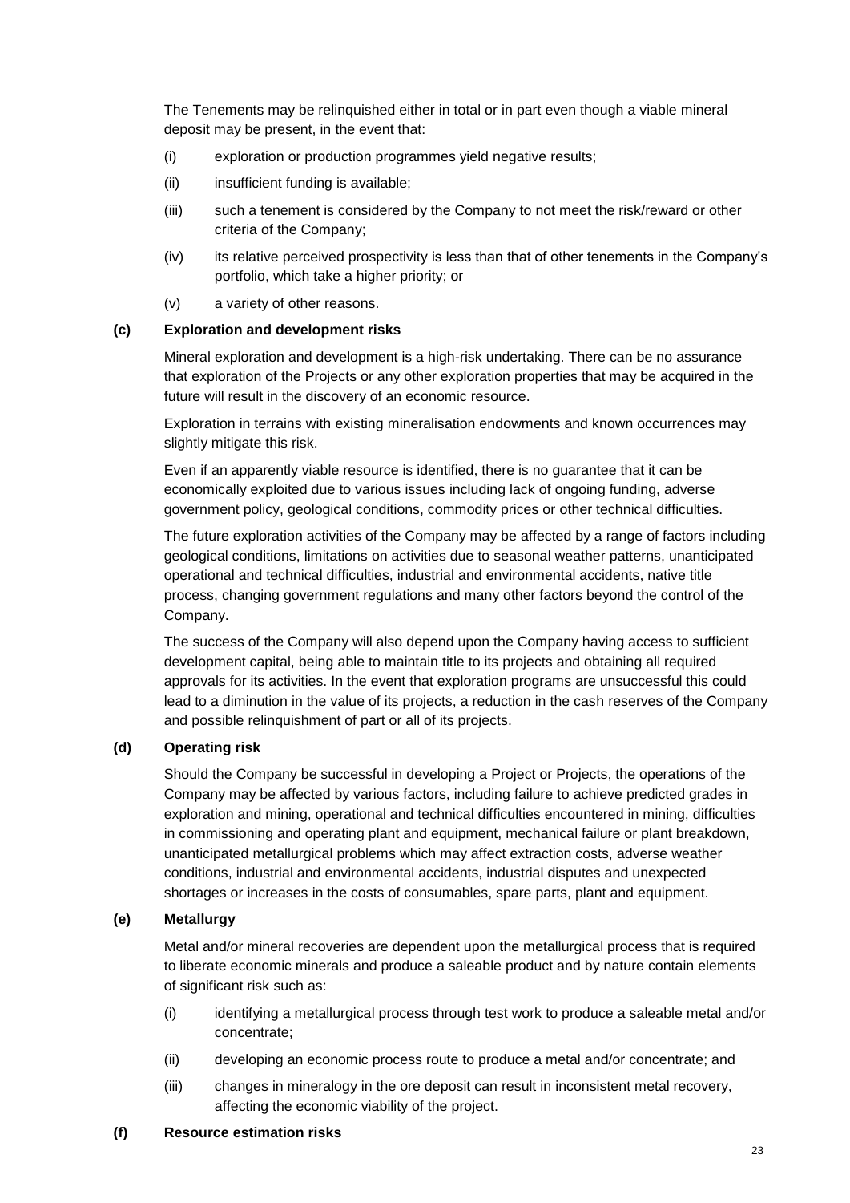The Tenements may be relinquished either in total or in part even though a viable mineral deposit may be present, in the event that:

(i) exploration or production programmes yield negative results;

(ii) insufficient funding is available;

(iii) such a tenement is considered by the Company to not meet the risk/reward or other criteria of the Company;

(iv) its relative perceived prospectivity is less than that of other tenements in the Company's portfolio, which take a higher priority; or

(v) a variety of other reasons.

**(c) Exploration and development risks**

Mineral exploration and development is a high-risk undertaking. There can be no assurance that exploration of the Projects or any other exploration properties that may be acquired in the future will result in the discovery of an economic resource.

Exploration in terrains with existing mineralisation endowments and known occurrences may slightly mitigate this risk.

Even if an apparently viable resource is identified, there is no guarantee that it can be economically exploited due to various issues including lack of ongoing funding, adverse government policy, geological conditions, commodity prices or other technical difficulties.

The future exploration activities of the Company may be affected by a range of factors including geological conditions, limitations on activities due to seasonal weather patterns, unanticipated operational and technical difficulties, industrial and environmental accidents, native title process, changing government regulations and many other factors beyond the control of the Company.

The success of the Company will also depend upon the Company having access to sufficient development capital, being able to maintain title to its projects and obtaining all required approvals for its activities. In the event that exploration programs are unsuccessful this could lead to a diminution in the value of its projects, a reduction in the cash reserves of the Company and possible relinquishment of part or all of its projects.

**(d) Operating risk**

Should the Company be successful in developing a Project or Projects, the operations of the Company may be affected by various factors, including failure to achieve predicted grades in exploration and mining, operational and technical difficulties encountered in mining, difficulties in commissioning and operating plant and equipment, mechanical failure or plant breakdown, unanticipated metallurgical problems which may affect extraction costs, adverse weather conditions, industrial and environmental accidents, industrial disputes and unexpected shortages or increases in the costs of consumables, spare parts, plant and equipment.

**(e) Metallurgy**

Metal and/or mineral recoveries are dependent upon the metallurgical process that is required to liberate economic minerals and produce a saleable product and by nature contain elements of significant risk such as:

(i) identifying a metallurgical process through test work to produce a saleable metal and/or concentrate;

(ii) developing an economic process route to produce a metal and/or concentrate; and

(iii) changes in mineralogy in the ore deposit can result in inconsistent metal recovery, affecting the economic viability of the project.

**(f) Resource estimation risks**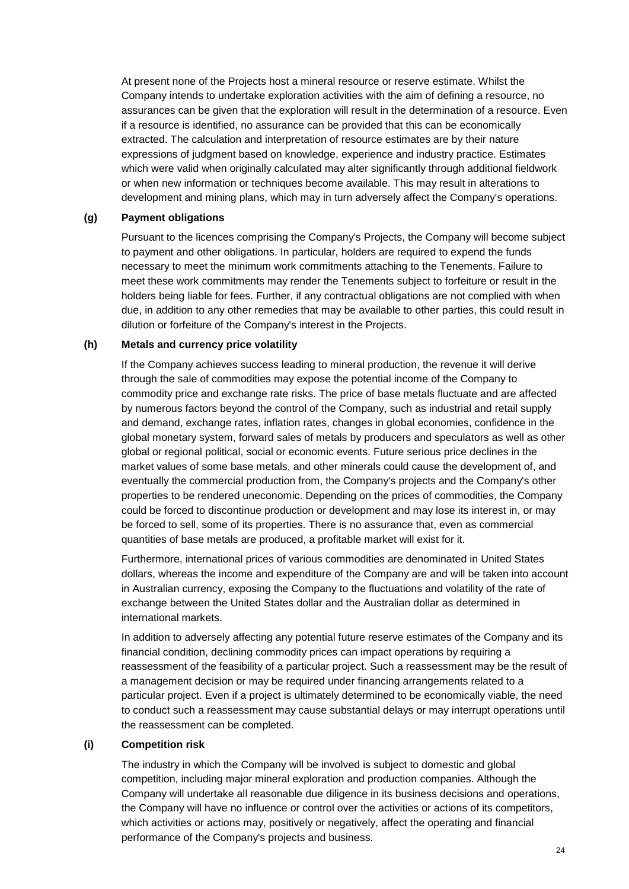At present none of the Projects host a mineral resource or reserve estimate. Whilst the Company intends to undertake exploration activities with the aim of defining a resource, no assurances can be given that the exploration will result in the determination of a resource. Even if a resource is identified, no assurance can be provided that this can be economically extracted. The calculation and interpretation of resource estimates are by their nature expressions of judgment based on knowledge, experience and industry practice. Estimates which were valid when originally calculated may alter significantly through additional fieldwork or when new information or techniques become available. This may result in alterations to development and mining plans, which may in turn adversely affect the Company's operations.

**(g) Payment obligations**

Pursuant to the licences comprising the Company's Projects, the Company will become subject to payment and other obligations. In particular, holders are required to expend the funds necessary to meet the minimum work commitments attaching to the Tenements. Failure to meet these work commitments may render the Tenements subject to forfeiture or result in the holders being liable for fees. Further, if any contractual obligations are not complied with when due, in addition to any other remedies that may be available to other parties, this could result in dilution or forfeiture of the Company's interest in the Projects.

**(h) Metals and currency price volatility**

If the Company achieves success leading to mineral production, the revenue it will derive through the sale of commodities may expose the potential income of the Company to commodity price and exchange rate risks. The price of base metals fluctuate and are affected by numerous factors beyond the control of the Company, such as industrial and retail supply and demand, exchange rates, inflation rates, changes in global economies, confidence in the global monetary system, forward sales of metals by producers and speculators as well as other global or regional political, social or economic events. Future serious price declines in the market values of some base metals, and other minerals could cause the development of, and eventually the commercial production from, the Company's projects and the Company's other properties to be rendered uneconomic. Depending on the prices of commodities, the Company could be forced to discontinue production or development and may lose its interest in, or may be forced to sell, some of its properties. There is no assurance that, even as commercial quantities of base metals are produced, a profitable market will exist for it.

Furthermore, international prices of various commodities are denominated in United States dollars, whereas the income and expenditure of the Company are and will be taken into account in Australian currency, exposing the Company to the fluctuations and volatility of the rate of exchange between the United States dollar and the Australian dollar as determined in international markets.

In addition to adversely affecting any potential future reserve estimates of the Company and its financial condition, declining commodity prices can impact operations by requiring a reassessment of the feasibility of a particular project. Such a reassessment may be the result of a management decision or may be required under financing arrangements related to a particular project. Even if a project is ultimately determined to be economically viable, the need to conduct such a reassessment may cause substantial delays or may interrupt operations until the reassessment can be completed.

**(i) Competition risk**

The industry in which the Company will be involved is subject to domestic and global competition, including major mineral exploration and production companies. Although the Company will undertake all reasonable due diligence in its business decisions and operations, the Company will have no influence or control over the activities or actions of its competitors, which activities or actions may, positively or negatively, affect the operating and financial performance of the Company's projects and business.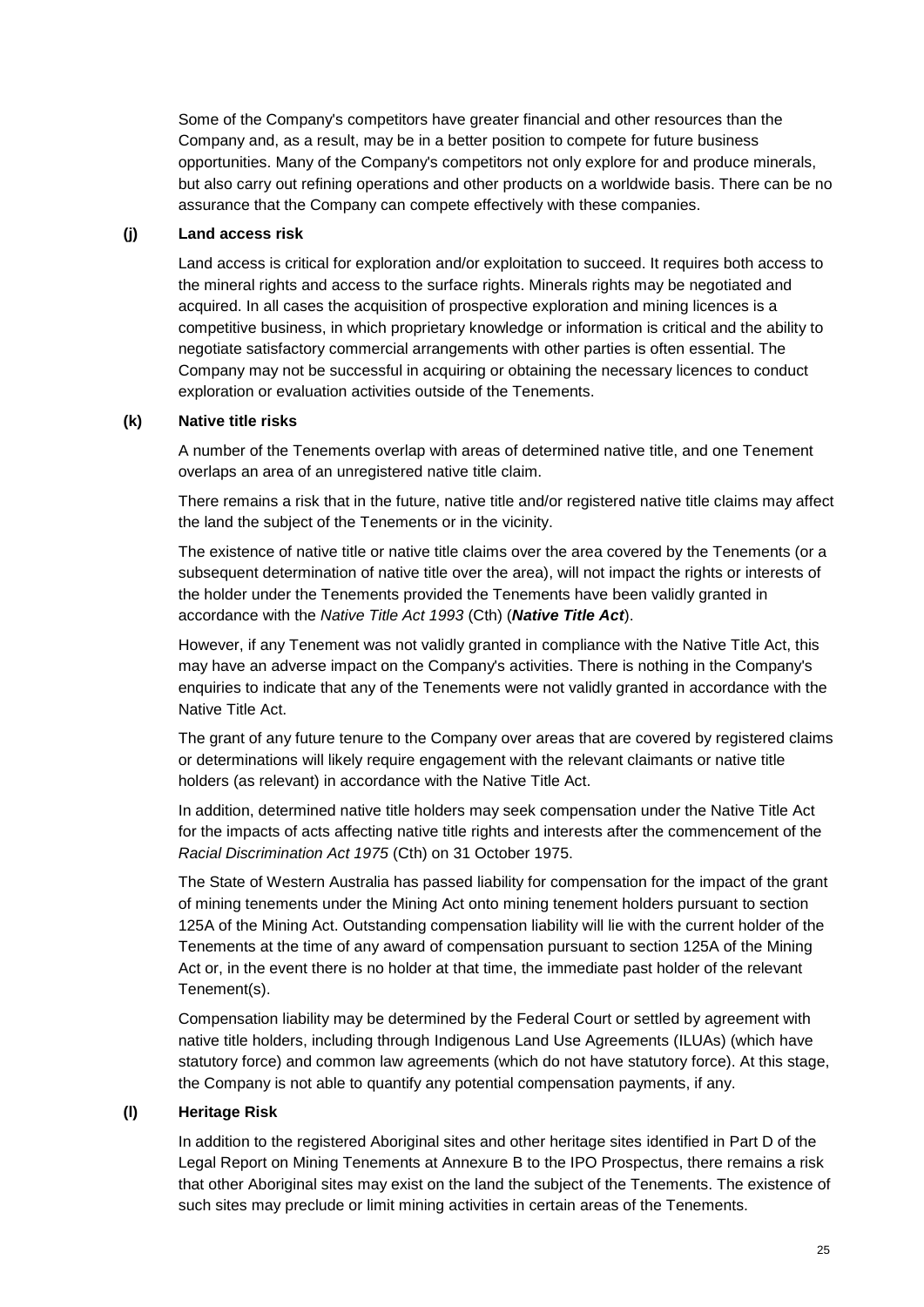Some of the Company's competitors have greater financial and other resources than the Company and, as a result, may be in a better position to compete for future business opportunities. Many of the Company's competitors not only explore for and produce minerals, but also carry out refining operations and other products on a worldwide basis. There can be no assurance that the Company can compete effectively with these companies.

**(j) Land access risk**

Land access is critical for exploration and/or exploitation to succeed. It requires both access to the mineral rights and access to the surface rights. Minerals rights may be negotiated and acquired. In all cases the acquisition of prospective exploration and mining licences is a competitive business, in which proprietary knowledge or information is critical and the ability to negotiate satisfactory commercial arrangements with other parties is often essential. The Company may not be successful in acquiring or obtaining the necessary licences to conduct exploration or evaluation activities outside of the Tenements.

**(k) Native title risks**

A number of the Tenements overlap with areas of determined native title, and one Tenement overlaps an area of an unregistered native title claim.

There remains a risk that in the future, native title and/or registered native title claims may affect the land the subject of the Tenements or in the vicinity.

The existence of native title or native title claims over the area covered by the Tenements (or a subsequent determination of native title over the area), will not impact the rights or interests of the holder under the Tenements provided the Tenements have been validly granted in accordance with the *Native Title Act 1993* (Cth) (***Native Title Act***).

However, if any Tenement was not validly granted in compliance with the Native Title Act, this may have an adverse impact on the Company's activities. There is nothing in the Company's enquiries to indicate that any of the Tenements were not validly granted in accordance with the Native Title Act.

The grant of any future tenure to the Company over areas that are covered by registered claims or determinations will likely require engagement with the relevant claimants or native title holders (as relevant) in accordance with the Native Title Act.

In addition, determined native title holders may seek compensation under the Native Title Act for the impacts of acts affecting native title rights and interests after the commencement of the *Racial Discrimination Act 1975* (Cth) on 31 October 1975.

The State of Western Australia has passed liability for compensation for the impact of the grant of mining tenements under the Mining Act onto mining tenement holders pursuant to section 125A of the Mining Act. Outstanding compensation liability will lie with the current holder of the Tenements at the time of any award of compensation pursuant to section 125A of the Mining Act or, in the event there is no holder at that time, the immediate past holder of the relevant Tenement(s).

Compensation liability may be determined by the Federal Court or settled by agreement with native title holders, including through Indigenous Land Use Agreements (ILUAs) (which have statutory force) and common law agreements (which do not have statutory force). At this stage, the Company is not able to quantify any potential compensation payments, if any.

**(l) Heritage Risk**

In addition to the registered Aboriginal sites and other heritage sites identified in Part D of the Legal Report on Mining Tenements at Annexure B to the IPO Prospectus, there remains a risk that other Aboriginal sites may exist on the land the subject of the Tenements. The existence of such sites may preclude or limit mining activities in certain areas of the Tenements.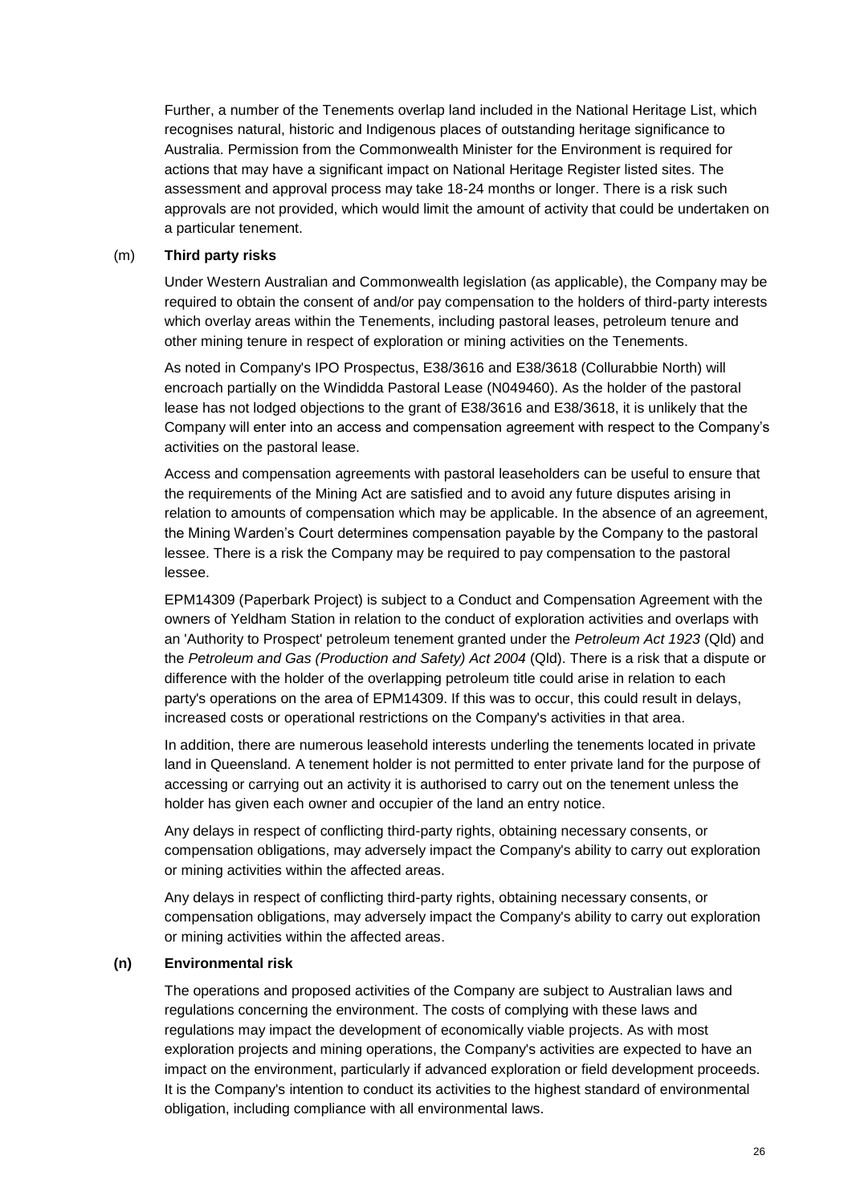Further, a number of the Tenements overlap land included in the National Heritage List, which recognises natural, historic and Indigenous places of outstanding heritage significance to Australia. Permission from the Commonwealth Minister for the Environment is required for actions that may have a significant impact on National Heritage Register listed sites. The assessment and approval process may take 18-24 months or longer. There is a risk such approvals are not provided, which would limit the amount of activity that could be undertaken on a particular tenement.

(m) **Third party risks**

Under Western Australian and Commonwealth legislation (as applicable), the Company may be required to obtain the consent of and/or pay compensation to the holders of third-party interests which overlay areas within the Tenements, including pastoral leases, petroleum tenure and other mining tenure in respect of exploration or mining activities on the Tenements.

As noted in Company's IPO Prospectus, E38/3616 and E38/3618 (Collurabbie North) will encroach partially on the Windidda Pastoral Lease (N049460). As the holder of the pastoral lease has not lodged objections to the grant of E38/3616 and E38/3618, it is unlikely that the Company will enter into an access and compensation agreement with respect to the Company's activities on the pastoral lease.

Access and compensation agreements with pastoral leaseholders can be useful to ensure that the requirements of the Mining Act are satisfied and to avoid any future disputes arising in relation to amounts of compensation which may be applicable. In the absence of an agreement, the Mining Warden's Court determines compensation payable by the Company to the pastoral lessee. There is a risk the Company may be required to pay compensation to the pastoral lessee.

EPM14309 (Paperbark Project) is subject to a Conduct and Compensation Agreement with the owners of Yeldham Station in relation to the conduct of exploration activities and overlaps with an 'Authority to Prospect' petroleum tenement granted under the *Petroleum Act 1923* (Qld) and the *Petroleum and Gas (Production and Safety) Act 2004* (Qld). There is a risk that a dispute or difference with the holder of the overlapping petroleum title could arise in relation to each party's operations on the area of EPM14309. If this was to occur, this could result in delays, increased costs or operational restrictions on the Company's activities in that area.

In addition, there are numerous leasehold interests underling the tenements located in private land in Queensland. A tenement holder is not permitted to enter private land for the purpose of accessing or carrying out an activity it is authorised to carry out on the tenement unless the holder has given each owner and occupier of the land an entry notice.

Any delays in respect of conflicting third-party rights, obtaining necessary consents, or compensation obligations, may adversely impact the Company's ability to carry out exploration or mining activities within the affected areas.

Any delays in respect of conflicting third-party rights, obtaining necessary consents, or compensation obligations, may adversely impact the Company's ability to carry out exploration or mining activities within the affected areas.

**(n) Environmental risk**

The operations and proposed activities of the Company are subject to Australian laws and regulations concerning the environment. The costs of complying with these laws and regulations may impact the development of economically viable projects. As with most exploration projects and mining operations, the Company's activities are expected to have an impact on the environment, particularly if advanced exploration or field development proceeds. It is the Company's intention to conduct its activities to the highest standard of environmental obligation, including compliance with all environmental laws.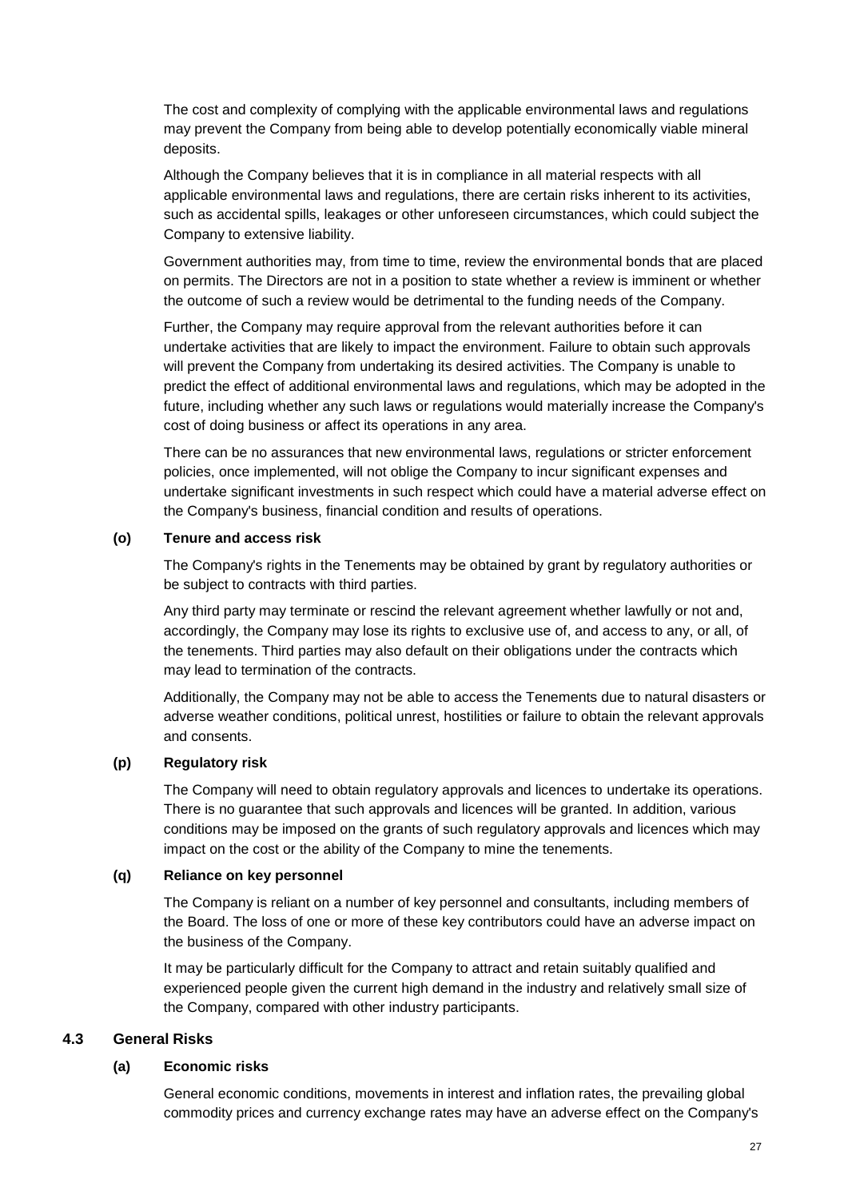The cost and complexity of complying with the applicable environmental laws and regulations may prevent the Company from being able to develop potentially economically viable mineral deposits.

Although the Company believes that it is in compliance in all material respects with all applicable environmental laws and regulations, there are certain risks inherent to its activities, such as accidental spills, leakages or other unforeseen circumstances, which could subject the Company to extensive liability.

Government authorities may, from time to time, review the environmental bonds that are placed on permits. The Directors are not in a position to state whether a review is imminent or whether the outcome of such a review would be detrimental to the funding needs of the Company.

Further, the Company may require approval from the relevant authorities before it can undertake activities that are likely to impact the environment. Failure to obtain such approvals will prevent the Company from undertaking its desired activities. The Company is unable to predict the effect of additional environmental laws and regulations, which may be adopted in the future, including whether any such laws or regulations would materially increase the Company's cost of doing business or affect its operations in any area.

There can be no assurances that new environmental laws, regulations or stricter enforcement policies, once implemented, will not oblige the Company to incur significant expenses and undertake significant investments in such respect which could have a material adverse effect on the Company's business, financial condition and results of operations.

**(o) Tenure and access risk**

The Company's rights in the Tenements may be obtained by grant by regulatory authorities or be subject to contracts with third parties.

Any third party may terminate or rescind the relevant agreement whether lawfully or not and, accordingly, the Company may lose its rights to exclusive use of, and access to any, or all, of the tenements. Third parties may also default on their obligations under the contracts which may lead to termination of the contracts.

Additionally, the Company may not be able to access the Tenements due to natural disasters or adverse weather conditions, political unrest, hostilities or failure to obtain the relevant approvals and consents.

**(p) Regulatory risk**

The Company will need to obtain regulatory approvals and licences to undertake its operations. There is no guarantee that such approvals and licences will be granted. In addition, various conditions may be imposed on the grants of such regulatory approvals and licences which may impact on the cost or the ability of the Company to mine the tenements.

**(q) Reliance on key personnel**

The Company is reliant on a number of key personnel and consultants, including members of the Board. The loss of one or more of these key contributors could have an adverse impact on the business of the Company.

It may be particularly difficult for the Company to attract and retain suitably qualified and experienced people given the current high demand in the industry and relatively small size of the Company, compared with other industry participants.

## 4.3 General Risks

**(a) Economic risks**

General economic conditions, movements in interest and inflation rates, the prevailing global commodity prices and currency exchange rates may have an adverse effect on the Company's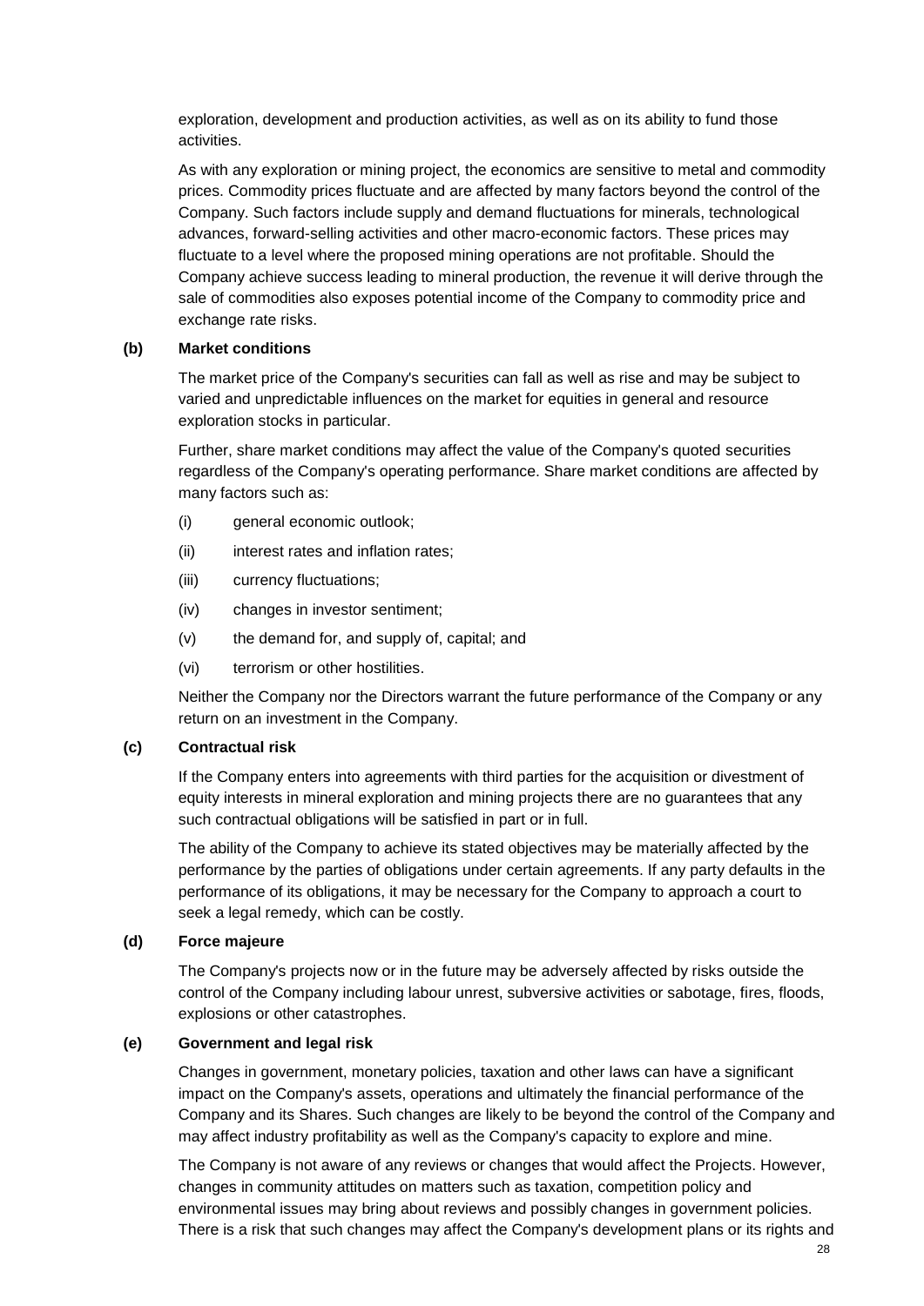exploration, development and production activities, as well as on its ability to fund those activities.

As with any exploration or mining project, the economics are sensitive to metal and commodity prices. Commodity prices fluctuate and are affected by many factors beyond the control of the Company. Such factors include supply and demand fluctuations for minerals, technological advances, forward-selling activities and other macro-economic factors. These prices may fluctuate to a level where the proposed mining operations are not profitable. Should the Company achieve success leading to mineral production, the revenue it will derive through the sale of commodities also exposes potential income of the Company to commodity price and exchange rate risks.

**(b) Market conditions**

The market price of the Company's securities can fall as well as rise and may be subject to varied and unpredictable influences on the market for equities in general and resource exploration stocks in particular.

Further, share market conditions may affect the value of the Company's quoted securities regardless of the Company's operating performance. Share market conditions are affected by many factors such as:

(i) general economic outlook;

(ii) interest rates and inflation rates;

(iii) currency fluctuations;

(iv) changes in investor sentiment;

(v) the demand for, and supply of, capital; and

(vi) terrorism or other hostilities.

Neither the Company nor the Directors warrant the future performance of the Company or any return on an investment in the Company.

**(c) Contractual risk**

If the Company enters into agreements with third parties for the acquisition or divestment of equity interests in mineral exploration and mining projects there are no guarantees that any such contractual obligations will be satisfied in part or in full.

The ability of the Company to achieve its stated objectives may be materially affected by the performance by the parties of obligations under certain agreements. If any party defaults in the performance of its obligations, it may be necessary for the Company to approach a court to seek a legal remedy, which can be costly.

**(d) Force majeure**

The Company's projects now or in the future may be adversely affected by risks outside the control of the Company including labour unrest, subversive activities or sabotage, fires, floods, explosions or other catastrophes.

**(e) Government and legal risk**

Changes in government, monetary policies, taxation and other laws can have a significant impact on the Company's assets, operations and ultimately the financial performance of the Company and its Shares. Such changes are likely to be beyond the control of the Company and may affect industry profitability as well as the Company's capacity to explore and mine.

The Company is not aware of any reviews or changes that would affect the Projects. However, changes in community attitudes on matters such as taxation, competition policy and environmental issues may bring about reviews and possibly changes in government policies. There is a risk that such changes may affect the Company's development plans or its rights and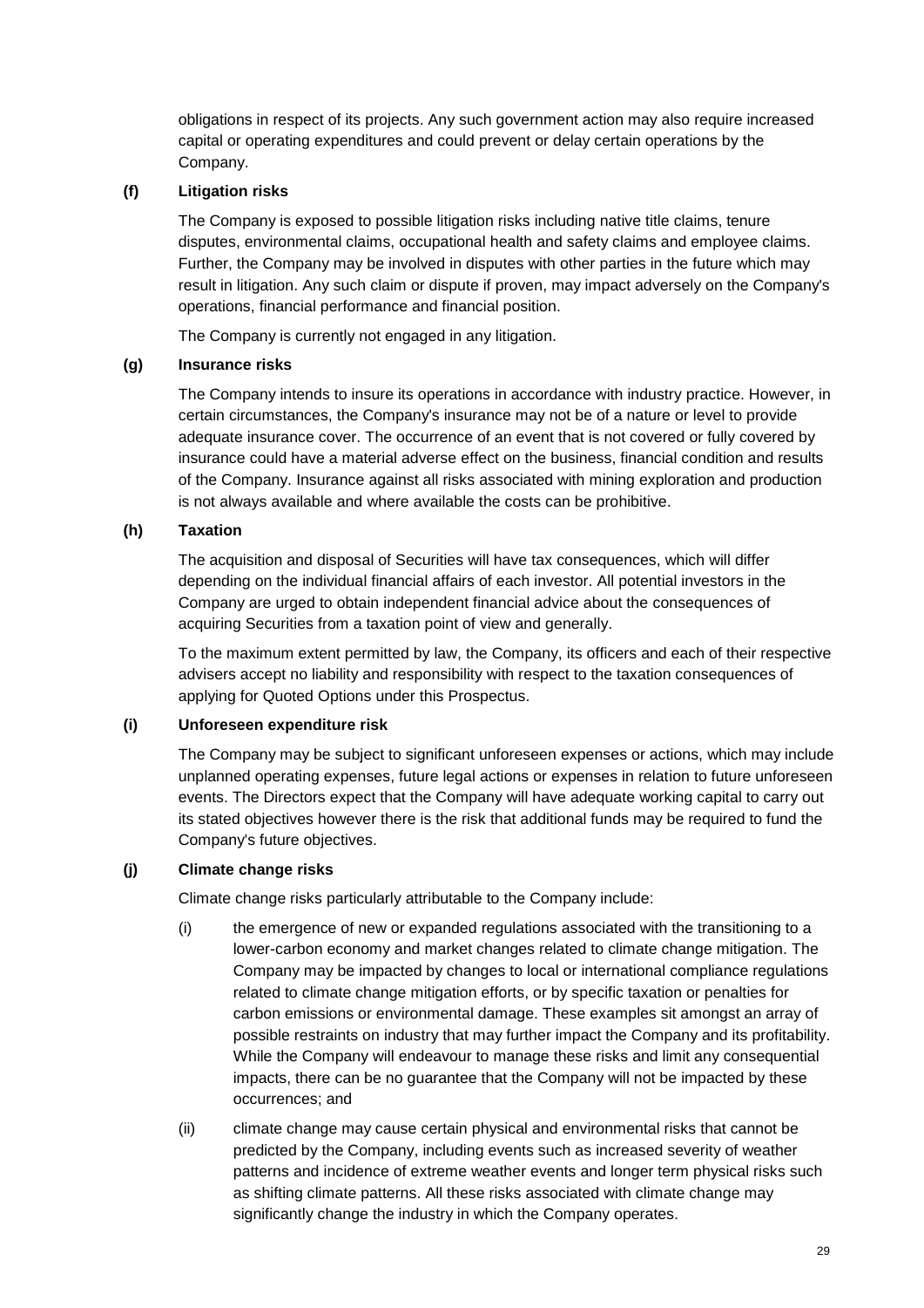obligations in respect of its projects. Any such government action may also require increased capital or operating expenditures and could prevent or delay certain operations by the Company.

**(f) Litigation risks**

The Company is exposed to possible litigation risks including native title claims, tenure disputes, environmental claims, occupational health and safety claims and employee claims. Further, the Company may be involved in disputes with other parties in the future which may result in litigation. Any such claim or dispute if proven, may impact adversely on the Company's operations, financial performance and financial position.

The Company is currently not engaged in any litigation.

**(g) Insurance risks**

The Company intends to insure its operations in accordance with industry practice. However, in certain circumstances, the Company's insurance may not be of a nature or level to provide adequate insurance cover. The occurrence of an event that is not covered or fully covered by insurance could have a material adverse effect on the business, financial condition and results of the Company. Insurance against all risks associated with mining exploration and production is not always available and where available the costs can be prohibitive.

**(h) Taxation**

The acquisition and disposal of Securities will have tax consequences, which will differ depending on the individual financial affairs of each investor. All potential investors in the Company are urged to obtain independent financial advice about the consequences of acquiring Securities from a taxation point of view and generally.

To the maximum extent permitted by law, the Company, its officers and each of their respective advisers accept no liability and responsibility with respect to the taxation consequences of applying for Quoted Options under this Prospectus.

**(i) Unforeseen expenditure risk**

The Company may be subject to significant unforeseen expenses or actions, which may include unplanned operating expenses, future legal actions or expenses in relation to future unforeseen events. The Directors expect that the Company will have adequate working capital to carry out its stated objectives however there is the risk that additional funds may be required to fund the Company's future objectives.

**(j) Climate change risks**

Climate change risks particularly attributable to the Company include:

(i) the emergence of new or expanded regulations associated with the transitioning to a lower-carbon economy and market changes related to climate change mitigation. The Company may be impacted by changes to local or international compliance regulations related to climate change mitigation efforts, or by specific taxation or penalties for carbon emissions or environmental damage. These examples sit amongst an array of possible restraints on industry that may further impact the Company and its profitability. While the Company will endeavour to manage these risks and limit any consequential impacts, there can be no guarantee that the Company will not be impacted by these occurrences; and

(ii) climate change may cause certain physical and environmental risks that cannot be predicted by the Company, including events such as increased severity of weather patterns and incidence of extreme weather events and longer term physical risks such as shifting climate patterns. All these risks associated with climate change may significantly change the industry in which the Company operates.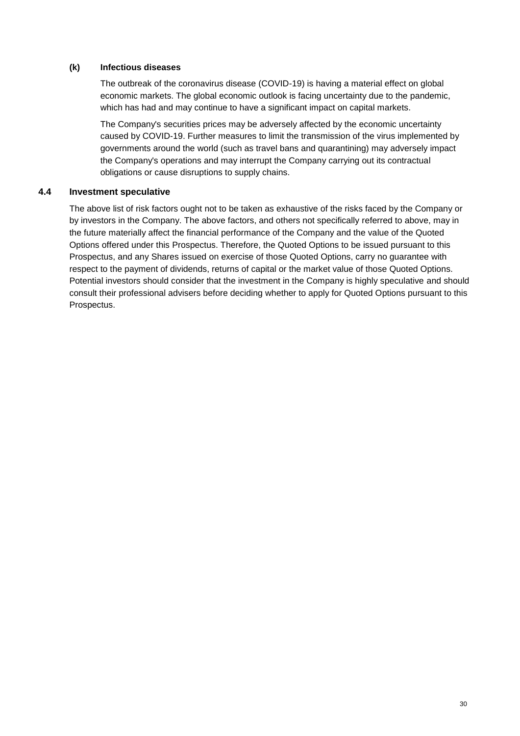#### (k) Infectious diseases

The outbreak of the coronavirus disease (COVID-19) is having a material effect on global economic markets. The global economic outlook is facing uncertainty due to the pandemic, which has had and may continue to have a significant impact on capital markets.

The Company's securities prices may be adversely affected by the economic uncertainty caused by COVID-19. Further measures to limit the transmission of the virus implemented by governments around the world (such as travel bans and quarantining) may adversely impact the Company's operations and may interrupt the Company carrying out its contractual obligations or cause disruptions to supply chains.

### 4.4 Investment speculative

The above list of risk factors ought not to be taken as exhaustive of the risks faced by the Company or by investors in the Company. The above factors, and others not specifically referred to above, may in the future materially affect the financial performance of the Company and the value of the Quoted Options offered under this Prospectus. Therefore, the Quoted Options to be issued pursuant to this Prospectus, and any Shares issued on exercise of those Quoted Options, carry no guarantee with respect to the payment of dividends, returns of capital or the market value of those Quoted Options. Potential investors should consider that the investment in the Company is highly speculative and should consult their professional advisers before deciding whether to apply for Quoted Options pursuant to this Prospectus.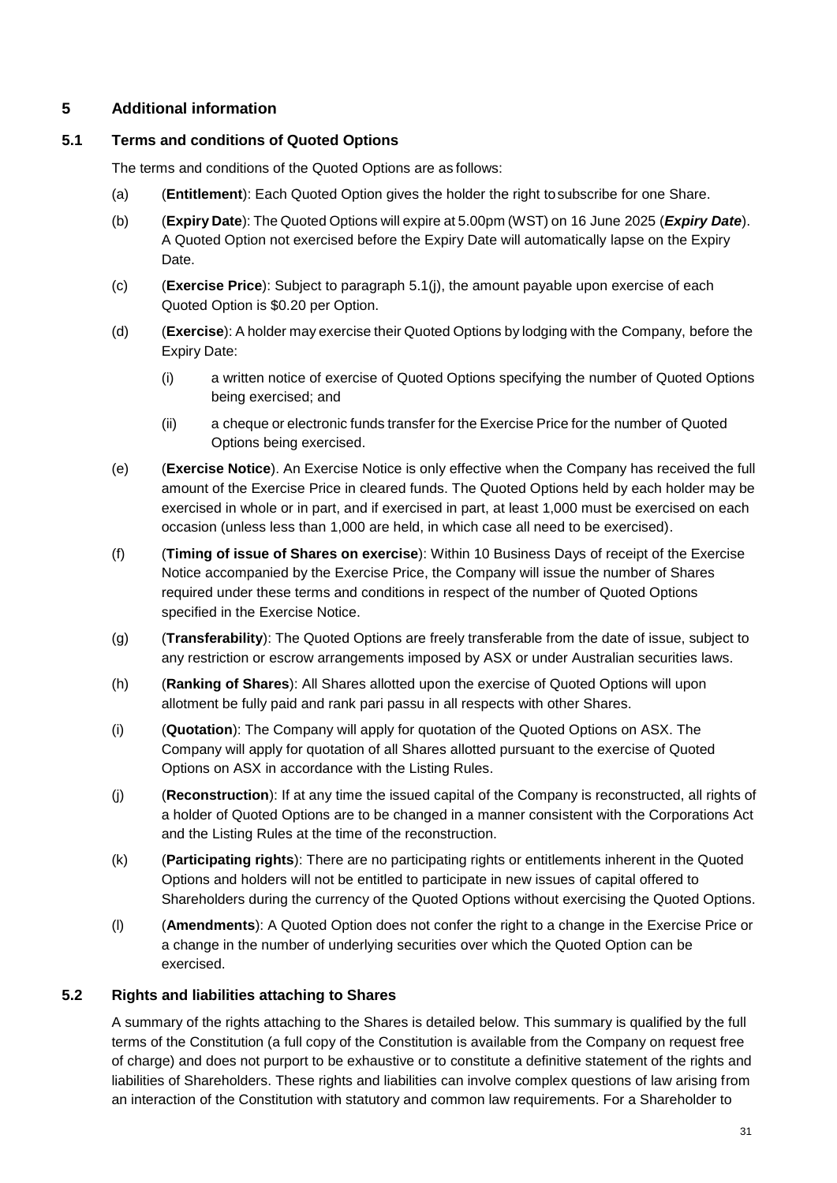## 5 Additional information

### 5.1 Terms and conditions of Quoted Options

The terms and conditions of the Quoted Options are as follows:

(a) (**Entitlement**): Each Quoted Option gives the holder the right to subscribe for one Share.

(b) (**Expiry Date**): The Quoted Options will expire at 5.00pm (WST) on 16 June 2025 (***Expiry Date***). A Quoted Option not exercised before the Expiry Date will automatically lapse on the Expiry Date.

(c) (**Exercise Price**): Subject to paragraph 5.1(j), the amount payable upon exercise of each Quoted Option is $0.20 per Option.

(d) (**Exercise**): A holder may exercise their Quoted Options by lodging with the Company, before the Expiry Date:

  (i) a written notice of exercise of Quoted Options specifying the number of Quoted Options being exercised; and

  (ii) a cheque or electronic funds transfer for the Exercise Price for the number of Quoted Options being exercised.

(e) (**Exercise Notice**). An Exercise Notice is only effective when the Company has received the full amount of the Exercise Price in cleared funds. The Quoted Options held by each holder may be exercised in whole or in part, and if exercised in part, at least 1,000 must be exercised on each occasion (unless less than 1,000 are held, in which case all need to be exercised).

(f) (**Timing of issue of Shares on exercise**): Within 10 Business Days of receipt of the Exercise Notice accompanied by the Exercise Price, the Company will issue the number of Shares required under these terms and conditions in respect of the number of Quoted Options specified in the Exercise Notice.

(g) (**Transferability**): The Quoted Options are freely transferable from the date of issue, subject to any restriction or escrow arrangements imposed by ASX or under Australian securities laws.

(h) (**Ranking of Shares**): All Shares allotted upon the exercise of Quoted Options will upon allotment be fully paid and rank pari passu in all respects with other Shares.

(i) (**Quotation**): The Company will apply for quotation of the Quoted Options on ASX. The Company will apply for quotation of all Shares allotted pursuant to the exercise of Quoted Options on ASX in accordance with the Listing Rules.

(j) (**Reconstruction**): If at any time the issued capital of the Company is reconstructed, all rights of a holder of Quoted Options are to be changed in a manner consistent with the Corporations Act and the Listing Rules at the time of the reconstruction.

(k) (**Participating rights**): There are no participating rights or entitlements inherent in the Quoted Options and holders will not be entitled to participate in new issues of capital offered to Shareholders during the currency of the Quoted Options without exercising the Quoted Options.

(l) (**Amendments**): A Quoted Option does not confer the right to a change in the Exercise Price or a change in the number of underlying securities over which the Quoted Option can be exercised.

### 5.2 Rights and liabilities attaching to Shares

A summary of the rights attaching to the Shares is detailed below. This summary is qualified by the full terms of the Constitution (a full copy of the Constitution is available from the Company on request free of charge) and does not purport to be exhaustive or to constitute a definitive statement of the rights and liabilities of Shareholders. These rights and liabilities can involve complex questions of law arising from an interaction of the Constitution with statutory and common law requirements. For a Shareholder to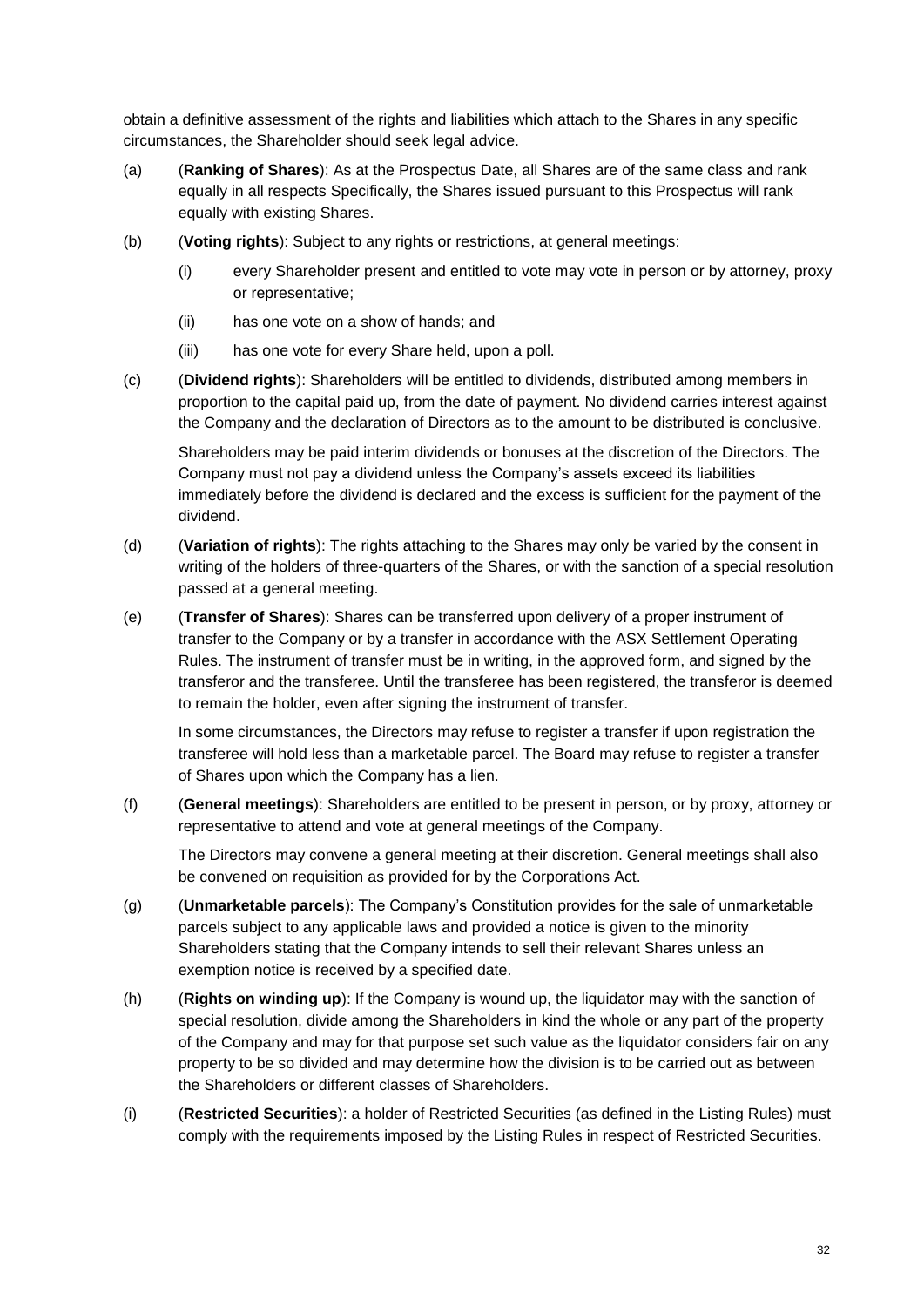obtain a definitive assessment of the rights and liabilities which attach to the Shares in any specific circumstances, the Shareholder should seek legal advice.

(a) (**Ranking of Shares**): As at the Prospectus Date, all Shares are of the same class and rank equally in all respects Specifically, the Shares issued pursuant to this Prospectus will rank equally with existing Shares.

(b) (**Voting rights**): Subject to any rights or restrictions, at general meetings:

   (i) every Shareholder present and entitled to vote may vote in person or by attorney, proxy or representative;

   (ii) has one vote on a show of hands; and

   (iii) has one vote for every Share held, upon a poll.

(c) (**Dividend rights**): Shareholders will be entitled to dividends, distributed among members in proportion to the capital paid up, from the date of payment. No dividend carries interest against the Company and the declaration of Directors as to the amount to be distributed is conclusive.

   Shareholders may be paid interim dividends or bonuses at the discretion of the Directors. The Company must not pay a dividend unless the Company's assets exceed its liabilities immediately before the dividend is declared and the excess is sufficient for the payment of the dividend.

(d) (**Variation of rights**): The rights attaching to the Shares may only be varied by the consent in writing of the holders of three-quarters of the Shares, or with the sanction of a special resolution passed at a general meeting.

(e) (**Transfer of Shares**): Shares can be transferred upon delivery of a proper instrument of transfer to the Company or by a transfer in accordance with the ASX Settlement Operating Rules. The instrument of transfer must be in writing, in the approved form, and signed by the transferor and the transferee. Until the transferee has been registered, the transferor is deemed to remain the holder, even after signing the instrument of transfer.

   In some circumstances, the Directors may refuse to register a transfer if upon registration the transferee will hold less than a marketable parcel. The Board may refuse to register a transfer of Shares upon which the Company has a lien.

(f) (**General meetings**): Shareholders are entitled to be present in person, or by proxy, attorney or representative to attend and vote at general meetings of the Company.

   The Directors may convene a general meeting at their discretion. General meetings shall also be convened on requisition as provided for by the Corporations Act.

(g) (**Unmarketable parcels**): The Company's Constitution provides for the sale of unmarketable parcels subject to any applicable laws and provided a notice is given to the minority Shareholders stating that the Company intends to sell their relevant Shares unless an exemption notice is received by a specified date.

(h) (**Rights on winding up**): If the Company is wound up, the liquidator may with the sanction of special resolution, divide among the Shareholders in kind the whole or any part of the property of the Company and may for that purpose set such value as the liquidator considers fair on any property to be so divided and may determine how the division is to be carried out as between the Shareholders or different classes of Shareholders.

(i) (**Restricted Securities**): a holder of Restricted Securities (as defined in the Listing Rules) must comply with the requirements imposed by the Listing Rules in respect of Restricted Securities.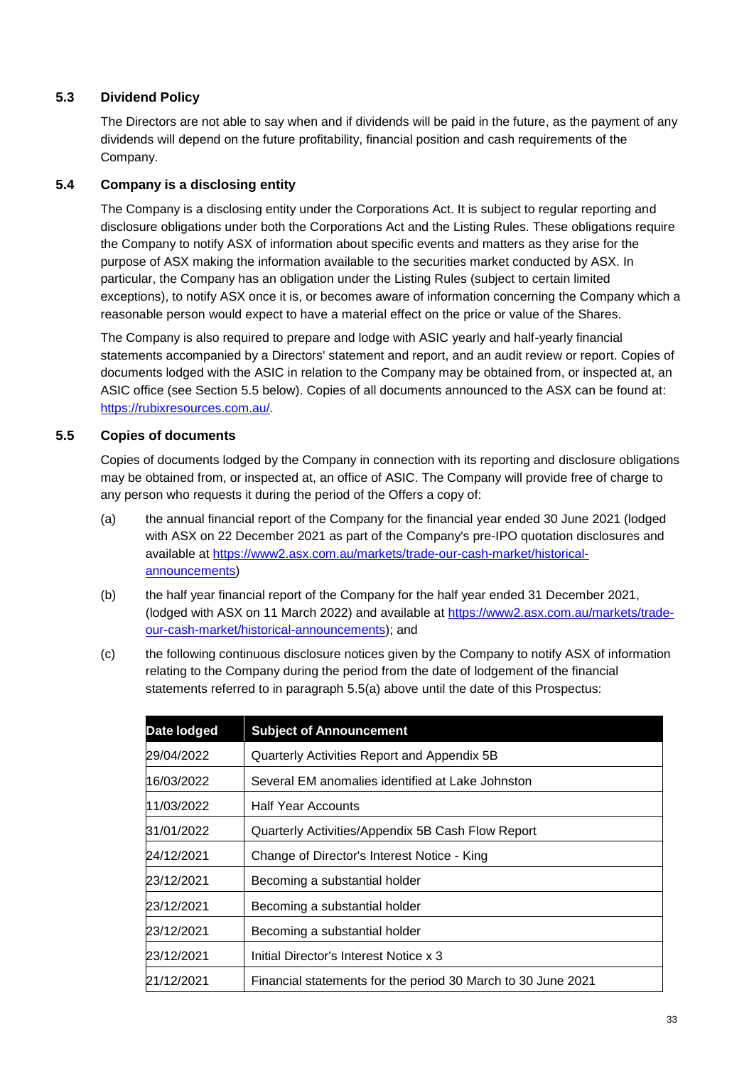### 5.3 Dividend Policy

The Directors are not able to say when and if dividends will be paid in the future, as the payment of any dividends will depend on the future profitability, financial position and cash requirements of the Company.

### 5.4 Company is a disclosing entity

The Company is a disclosing entity under the Corporations Act. It is subject to regular reporting and disclosure obligations under both the Corporations Act and the Listing Rules. These obligations require the Company to notify ASX of information about specific events and matters as they arise for the purpose of ASX making the information available to the securities market conducted by ASX. In particular, the Company has an obligation under the Listing Rules (subject to certain limited exceptions), to notify ASX once it is, or becomes aware of information concerning the Company which a reasonable person would expect to have a material effect on the price or value of the Shares.

The Company is also required to prepare and lodge with ASIC yearly and half-yearly financial statements accompanied by a Directors' statement and report, and an audit review or report. Copies of documents lodged with the ASIC in relation to the Company may be obtained from, or inspected at, an ASIC office (see Section 5.5 below). Copies of all documents announced to the ASX can be found at: https://rubixresources.com.au/.

### 5.5 Copies of documents

Copies of documents lodged by the Company in connection with its reporting and disclosure obligations may be obtained from, or inspected at, an office of ASIC. The Company will provide free of charge to any person who requests it during the period of the Offers a copy of:

(a) the annual financial report of the Company for the financial year ended 30 June 2021 (lodged with ASX on 22 December 2021 as part of the Company's pre-IPO quotation disclosures and available at https://www2.asx.com.au/markets/trade-our-cash-market/historical-announcements)

(b) the half year financial report of the Company for the half year ended 31 December 2021, (lodged with ASX on 11 March 2022) and available at https://www2.asx.com.au/markets/trade-our-cash-market/historical-announcements); and

(c) the following continuous disclosure notices given by the Company to notify ASX of information relating to the Company during the period from the date of lodgement of the financial statements referred to in paragraph 5.5(a) above until the date of this Prospectus:

| Date lodged | Subject of Announcement |
|---|---|
| 29/04/2022 | Quarterly Activities Report and Appendix 5B |
| 16/03/2022 | Several EM anomalies identified at Lake Johnston |
| 11/03/2022 | Half Year Accounts |
| 31/01/2022 | Quarterly Activities/Appendix 5B Cash Flow Report |
| 24/12/2021 | Change of Director's Interest Notice - King |
| 23/12/2021 | Becoming a substantial holder |
| 23/12/2021 | Becoming a substantial holder |
| 23/12/2021 | Becoming a substantial holder |
| 23/12/2021 | Initial Director's Interest Notice x 3 |
| 21/12/2021 | Financial statements for the period 30 March to 30 June 2021 |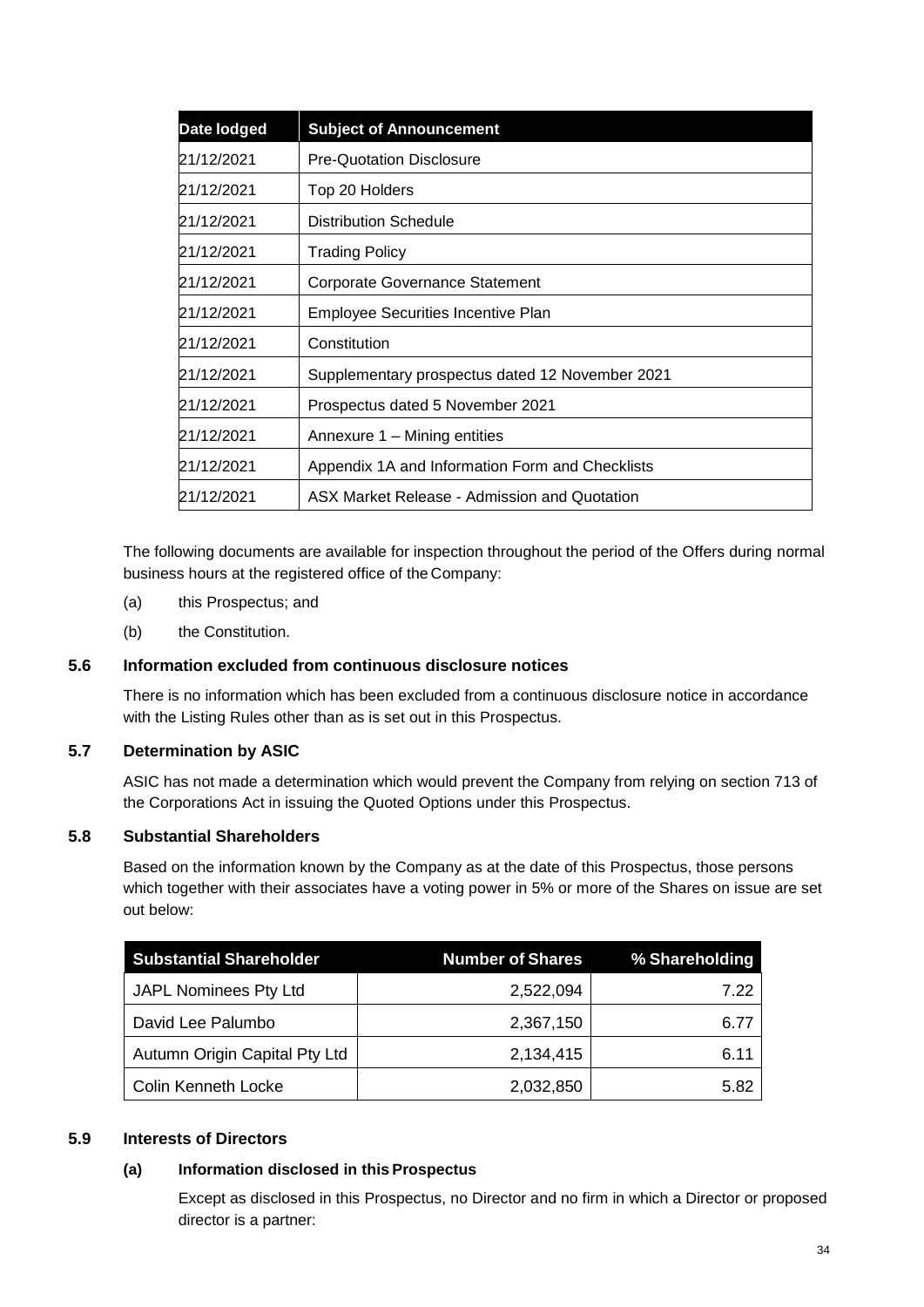| Date lodged | Subject of Announcement |
| --- | --- |
| 21/12/2021 | Pre-Quotation Disclosure |
| 21/12/2021 | Top 20 Holders |
| 21/12/2021 | Distribution Schedule |
| 21/12/2021 | Trading Policy |
| 21/12/2021 | Corporate Governance Statement |
| 21/12/2021 | Employee Securities Incentive Plan |
| 21/12/2021 | Constitution |
| 21/12/2021 | Supplementary prospectus dated 12 November 2021 |
| 21/12/2021 | Prospectus dated 5 November 2021 |
| 21/12/2021 | Annexure 1 – Mining entities |
| 21/12/2021 | Appendix 1A and Information Form and Checklists |
| 21/12/2021 | ASX Market Release - Admission and Quotation |

The following documents are available for inspection throughout the period of the Offers during normal business hours at the registered office of the Company:

(a) this Prospectus; and

(b) the Constitution.

## 5.6 Information excluded from continuous disclosure notices

There is no information which has been excluded from a continuous disclosure notice in accordance with the Listing Rules other than as is set out in this Prospectus.

## 5.7 Determination by ASIC

ASIC has not made a determination which would prevent the Company from relying on section 713 of the Corporations Act in issuing the Quoted Options under this Prospectus.

## 5.8 Substantial Shareholders

Based on the information known by the Company as at the date of this Prospectus, those persons which together with their associates have a voting power in 5% or more of the Shares on issue are set out below:

| Substantial Shareholder | Number of Shares | % Shareholding |
| --- | --- | --- |
| JAPL Nominees Pty Ltd | 2,522,094 | 7.22 |
| David Lee Palumbo | 2,367,150 | 6.77 |
| Autumn Origin Capital Pty Ltd | 2,134,415 | 6.11 |
| Colin Kenneth Locke | 2,032,850 | 5.82 |

## 5.9 Interests of Directors

### (a) Information disclosed in this Prospectus

Except as disclosed in this Prospectus, no Director and no firm in which a Director or proposed director is a partner: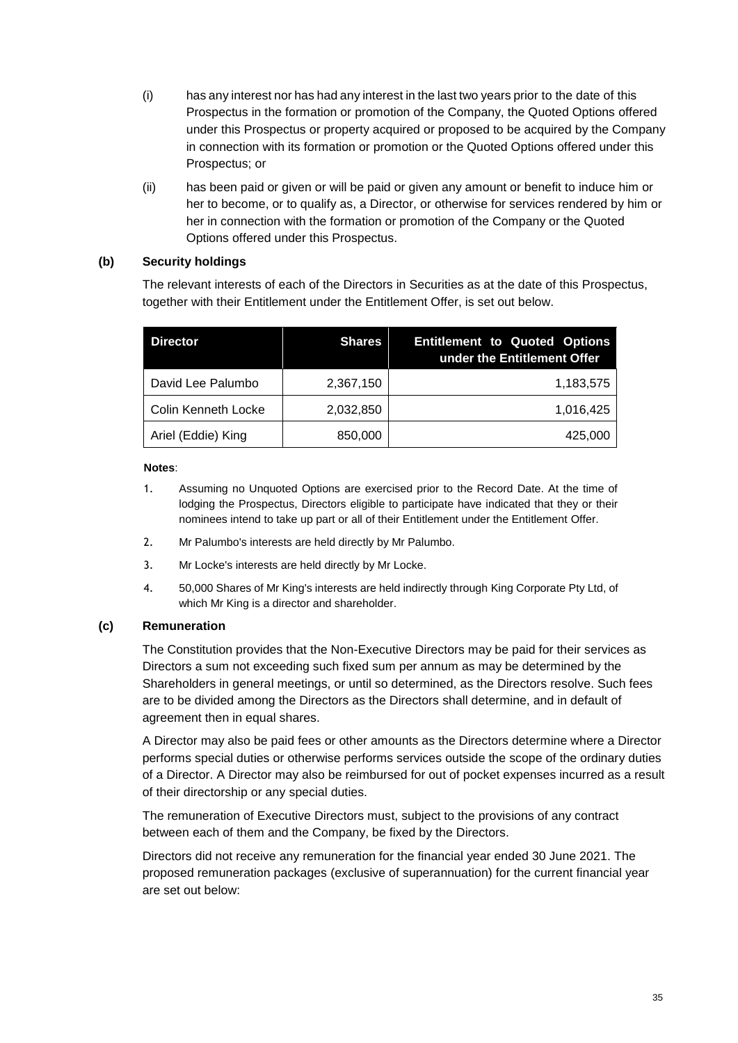(i) has any interest nor has had any interest in the last two years prior to the date of this Prospectus in the formation or promotion of the Company, the Quoted Options offered under this Prospectus or property acquired or proposed to be acquired by the Company in connection with its formation or promotion or the Quoted Options offered under this Prospectus; or

(ii) has been paid or given or will be paid or given any amount or benefit to induce him or her to become, or to qualify as, a Director, or otherwise for services rendered by him or her in connection with the formation or promotion of the Company or the Quoted Options offered under this Prospectus.

**(b) Security holdings**

The relevant interests of each of the Directors in Securities as at the date of this Prospectus, together with their Entitlement under the Entitlement Offer, is set out below.

| Director | Shares | Entitlement to Quoted Options under the Entitlement Offer |
|---|---|---|
| David Lee Palumbo | 2,367,150 | 1,183,575 |
| Colin Kenneth Locke | 2,032,850 | 1,016,425 |
| Ariel (Eddie) King | 850,000 | 425,000 |

**Notes**:

1. Assuming no Unquoted Options are exercised prior to the Record Date. At the time of lodging the Prospectus, Directors eligible to participate have indicated that they or their nominees intend to take up part or all of their Entitlement under the Entitlement Offer.
2. Mr Palumbo's interests are held directly by Mr Palumbo.
3. Mr Locke's interests are held directly by Mr Locke.
4. 50,000 Shares of Mr King's interests are held indirectly through King Corporate Pty Ltd, of which Mr King is a director and shareholder.

**(c) Remuneration**

The Constitution provides that the Non-Executive Directors may be paid for their services as Directors a sum not exceeding such fixed sum per annum as may be determined by the Shareholders in general meetings, or until so determined, as the Directors resolve. Such fees are to be divided among the Directors as the Directors shall determine, and in default of agreement then in equal shares.

A Director may also be paid fees or other amounts as the Directors determine where a Director performs special duties or otherwise performs services outside the scope of the ordinary duties of a Director. A Director may also be reimbursed for out of pocket expenses incurred as a result of their directorship or any special duties.

The remuneration of Executive Directors must, subject to the provisions of any contract between each of them and the Company, be fixed by the Directors.

Directors did not receive any remuneration for the financial year ended 30 June 2021. The proposed remuneration packages (exclusive of superannuation) for the current financial year are set out below: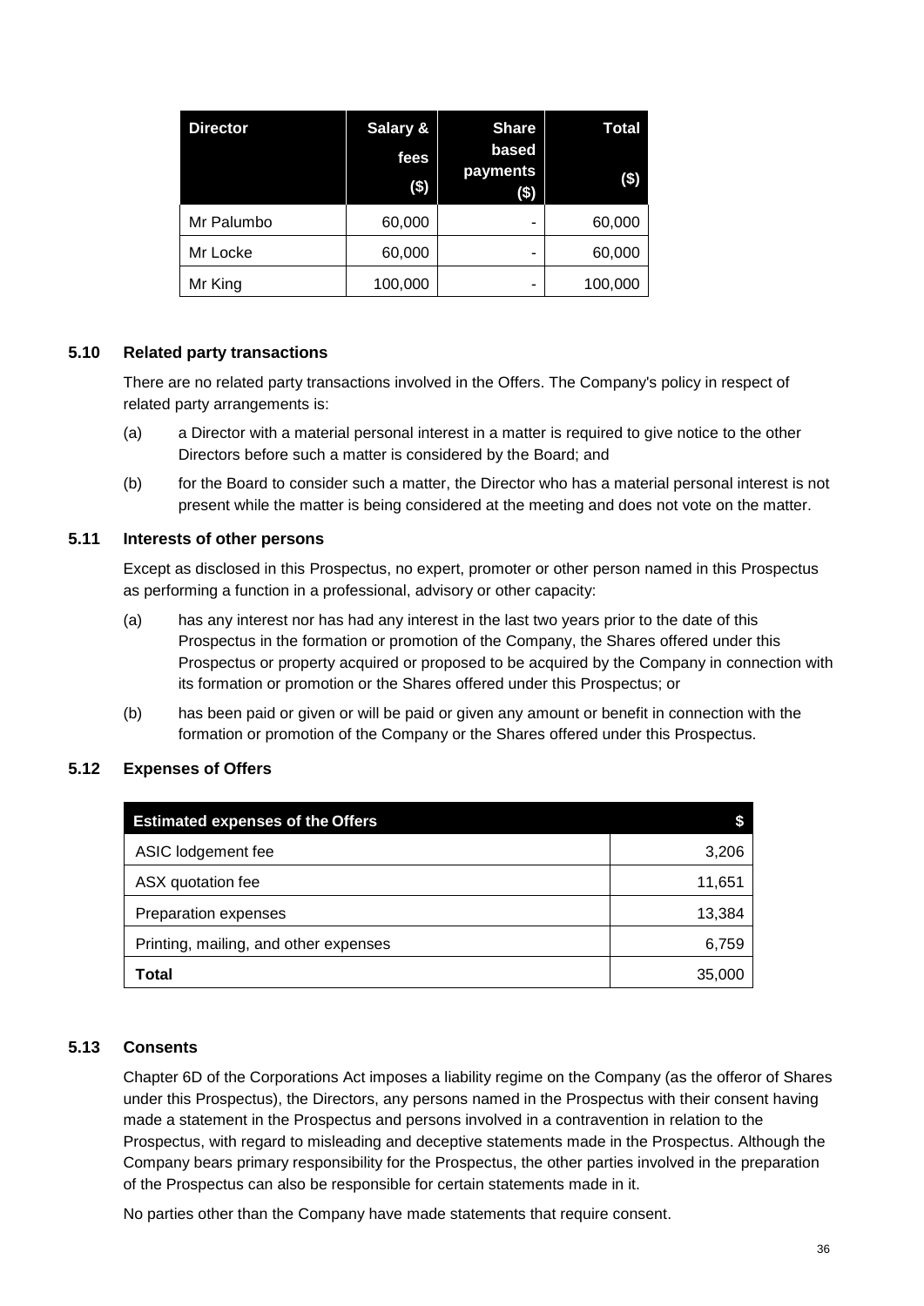| Director | Salary & fees ($) | Share based payments ($) | Total ($) |
|---|---|---|---|
| Mr Palumbo | 60,000 | - | 60,000 |
| Mr Locke | 60,000 | - | 60,000 |
| Mr King | 100,000 | - | 100,000 |

### 5.10 Related party transactions

There are no related party transactions involved in the Offers. The Company's policy in respect of related party arrangements is:

(a) a Director with a material personal interest in a matter is required to give notice to the other Directors before such a matter is considered by the Board; and

(b) for the Board to consider such a matter, the Director who has a material personal interest is not present while the matter is being considered at the meeting and does not vote on the matter.

### 5.11 Interests of other persons

Except as disclosed in this Prospectus, no expert, promoter or other person named in this Prospectus as performing a function in a professional, advisory or other capacity:

(a) has any interest nor has had any interest in the last two years prior to the date of this Prospectus in the formation or promotion of the Company, the Shares offered under this Prospectus or property acquired or proposed to be acquired by the Company in connection with its formation or promotion or the Shares offered under this Prospectus; or

(b) has been paid or given or will be paid or given any amount or benefit in connection with the formation or promotion of the Company or the Shares offered under this Prospectus.

### 5.12 Expenses of Offers

| Estimated expenses of the Offers | $ |
|---|---|
| ASIC lodgement fee | 3,206 |
| ASX quotation fee | 11,651 |
| Preparation expenses | 13,384 |
| Printing, mailing, and other expenses | 6,759 |
| **Total** | 35,000 |

### 5.13 Consents

Chapter 6D of the Corporations Act imposes a liability regime on the Company (as the offeror of Shares under this Prospectus), the Directors, any persons named in the Prospectus with their consent having made a statement in the Prospectus and persons involved in a contravention in relation to the Prospectus, with regard to misleading and deceptive statements made in the Prospectus. Although the Company bears primary responsibility for the Prospectus, the other parties involved in the preparation of the Prospectus can also be responsible for certain statements made in it.

No parties other than the Company have made statements that require consent.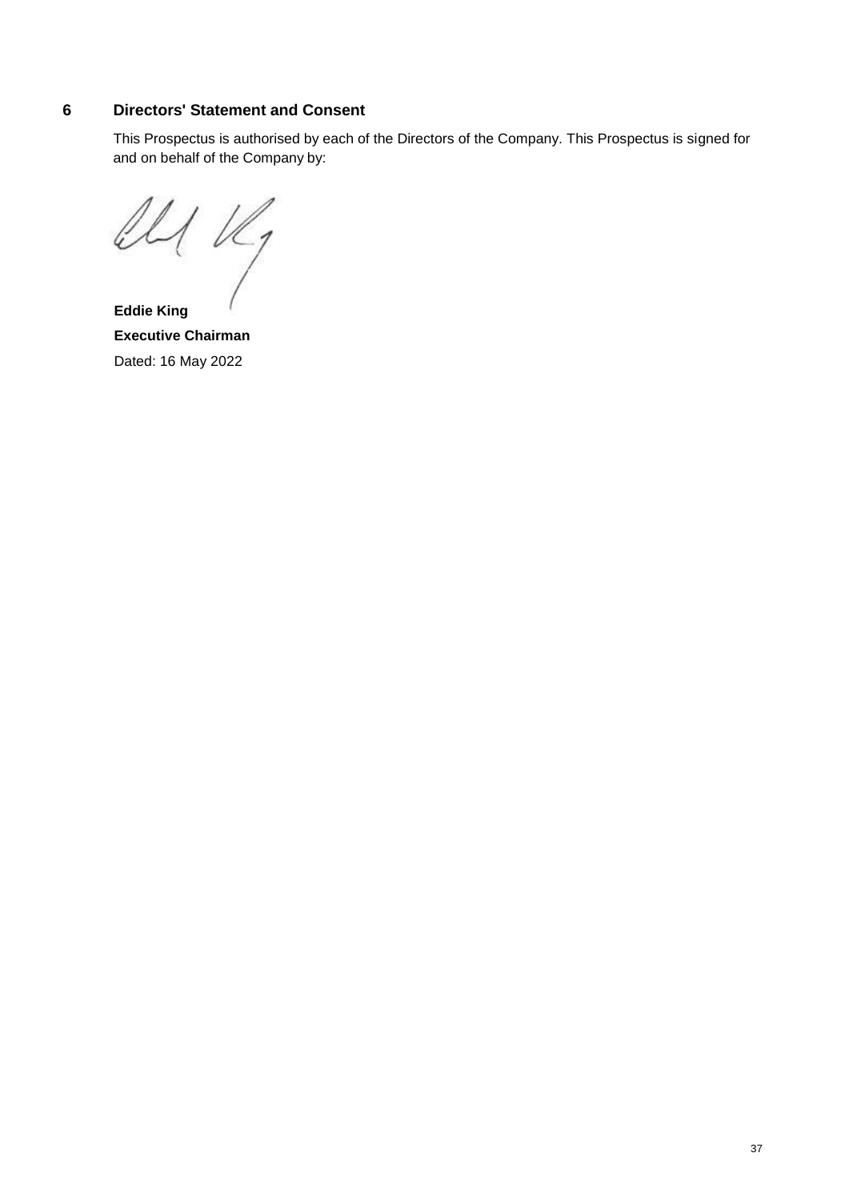## 6 Directors' Statement and Consent

This Prospectus is authorised by each of the Directors of the Company. This Prospectus is signed for and on behalf of the Company by:

**Eddie King**

**Executive Chairman**

Dated: 16 May 2022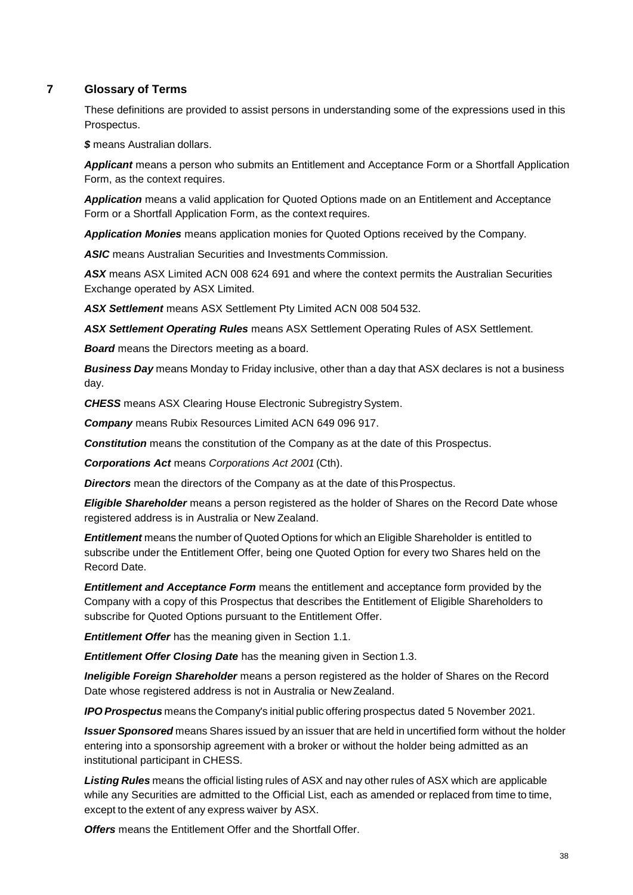# 7 Glossary of Terms

These definitions are provided to assist persons in understanding some of the expressions used in this Prospectus.

***$*** means Australian dollars.

***Applicant*** means a person who submits an Entitlement and Acceptance Form or a Shortfall Application Form, as the context requires.

***Application*** means a valid application for Quoted Options made on an Entitlement and Acceptance Form or a Shortfall Application Form, as the context requires.

***Application Monies*** means application monies for Quoted Options received by the Company.

***ASIC*** means Australian Securities and Investments Commission.

***ASX*** means ASX Limited ACN 008 624 691 and where the context permits the Australian Securities Exchange operated by ASX Limited.

***ASX Settlement*** means ASX Settlement Pty Limited ACN 008 504 532.

***ASX Settlement Operating Rules*** means ASX Settlement Operating Rules of ASX Settlement.

***Board*** means the Directors meeting as a board.

***Business Day*** means Monday to Friday inclusive, other than a day that ASX declares is not a business day.

***CHESS*** means ASX Clearing House Electronic Subregistry System.

***Company*** means Rubix Resources Limited ACN 649 096 917.

***Constitution*** means the constitution of the Company as at the date of this Prospectus.

***Corporations Act*** means *Corporations Act 2001* (Cth).

***Directors*** mean the directors of the Company as at the date of this Prospectus.

***Eligible Shareholder*** means a person registered as the holder of Shares on the Record Date whose registered address is in Australia or New Zealand.

***Entitlement*** means the number of Quoted Options for which an Eligible Shareholder is entitled to subscribe under the Entitlement Offer, being one Quoted Option for every two Shares held on the Record Date.

***Entitlement and Acceptance Form*** means the entitlement and acceptance form provided by the Company with a copy of this Prospectus that describes the Entitlement of Eligible Shareholders to subscribe for Quoted Options pursuant to the Entitlement Offer.

***Entitlement Offer*** has the meaning given in Section 1.1.

***Entitlement Offer Closing Date*** has the meaning given in Section 1.3.

***Ineligible Foreign Shareholder*** means a person registered as the holder of Shares on the Record Date whose registered address is not in Australia or New Zealand.

***IPO Prospectus*** means the Company's initial public offering prospectus dated 5 November 2021.

***Issuer Sponsored*** means Shares issued by an issuer that are held in uncertified form without the holder entering into a sponsorship agreement with a broker or without the holder being admitted as an institutional participant in CHESS.

***Listing Rules*** means the official listing rules of ASX and nay other rules of ASX which are applicable while any Securities are admitted to the Official List, each as amended or replaced from time to time, except to the extent of any express waiver by ASX.

***Offers*** means the Entitlement Offer and the Shortfall Offer.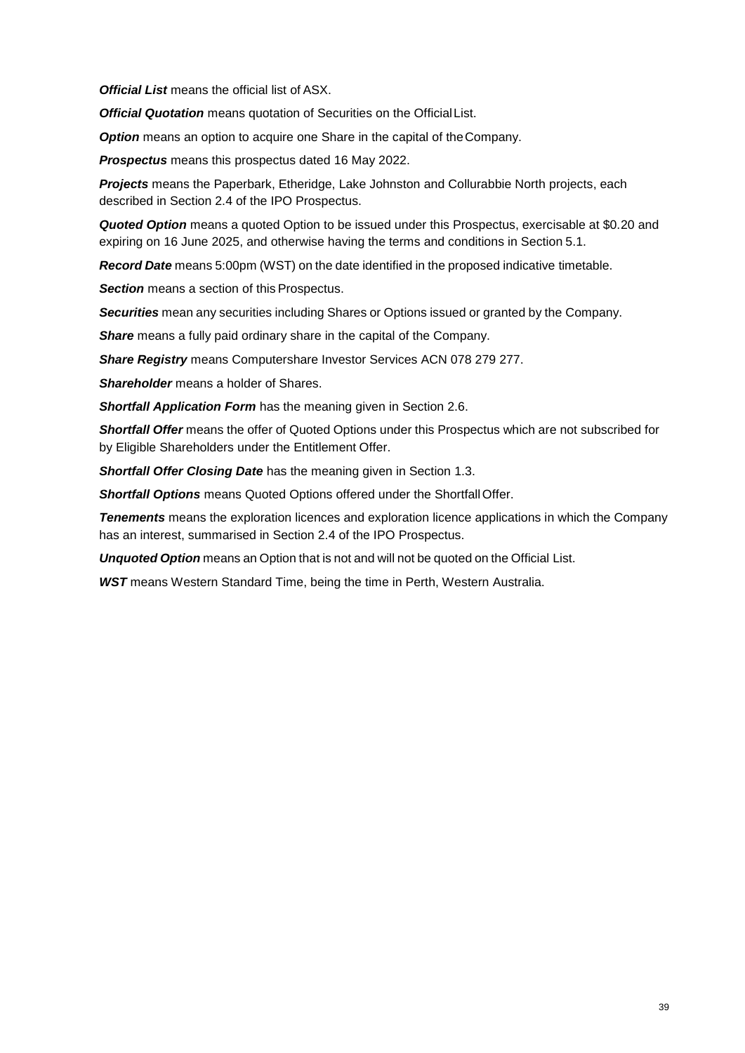***Official List*** means the official list of ASX.

***Official Quotation*** means quotation of Securities on the Official List.

***Option*** means an option to acquire one Share in the capital of the Company.

***Prospectus*** means this prospectus dated 16 May 2022.

***Projects*** means the Paperbark, Etheridge, Lake Johnston and Collurabbie North projects, each described in Section 2.4 of the IPO Prospectus.

***Quoted Option*** means a quoted Option to be issued under this Prospectus, exercisable at $0.20 and expiring on 16 June 2025, and otherwise having the terms and conditions in Section 5.1.

***Record Date*** means 5:00pm (WST) on the date identified in the proposed indicative timetable.

***Section*** means a section of this Prospectus.

***Securities*** mean any securities including Shares or Options issued or granted by the Company.

***Share*** means a fully paid ordinary share in the capital of the Company.

***Share Registry*** means Computershare Investor Services ACN 078 279 277.

***Shareholder*** means a holder of Shares.

***Shortfall Application Form*** has the meaning given in Section 2.6.

***Shortfall Offer*** means the offer of Quoted Options under this Prospectus which are not subscribed for by Eligible Shareholders under the Entitlement Offer.

***Shortfall Offer Closing Date*** has the meaning given in Section 1.3.

***Shortfall Options*** means Quoted Options offered under the Shortfall Offer.

***Tenements*** means the exploration licences and exploration licence applications in which the Company has an interest, summarised in Section 2.4 of the IPO Prospectus.

***Unquoted Option*** means an Option that is not and will not be quoted on the Official List.

***WST*** means Western Standard Time, being the time in Perth, Western Australia.